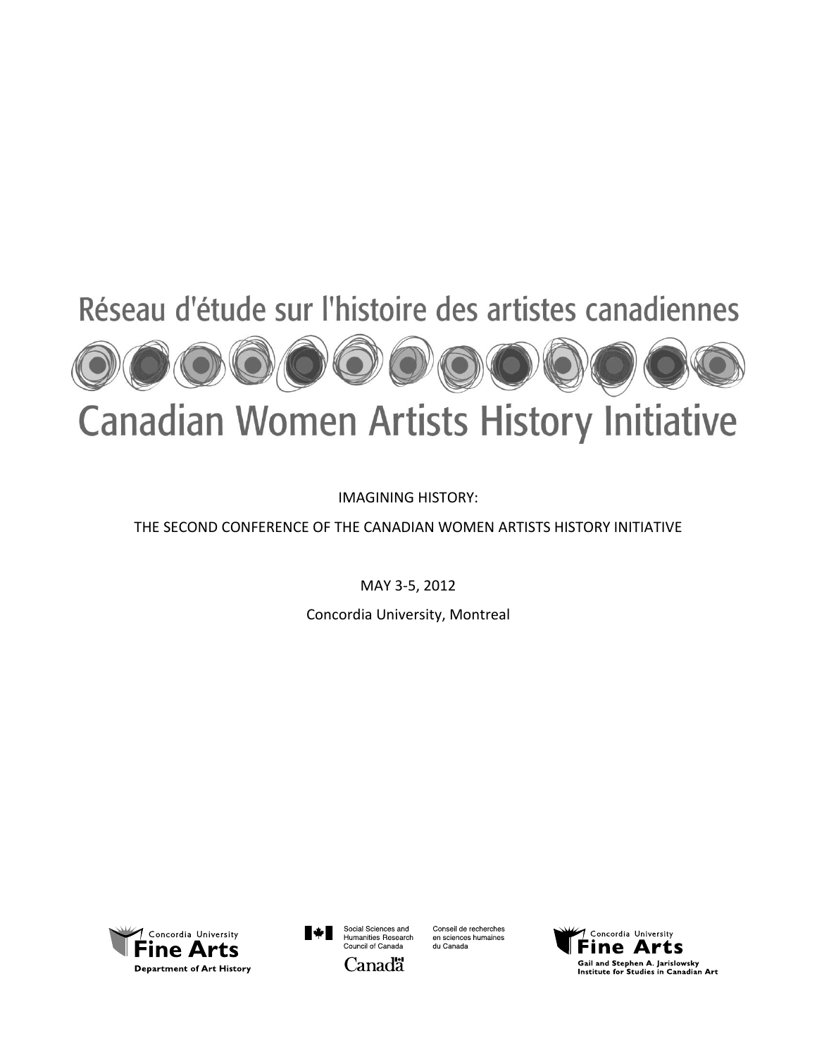# Réseau d'étude sur l'histoire des artistes canadiennes

# Canadian Women Artists History Initiative

IMAGINING HISTORY:

THE SECOND CONFERENCE OF THE CANADIAN WOMEN ARTISTS HISTORY INITIATIVE

MAY 3-5, 2012

Concordia University, Montreal

Concordia University Fine Arts
Department of Art History

Social Sciences and Humanities Research Council of Canada
Conseil de recherches en sciences humaines du Canada
Canada

Concordia University Fine Arts
Gail and Stephen A. Jarislowsky Institute for Studies in Canadian Art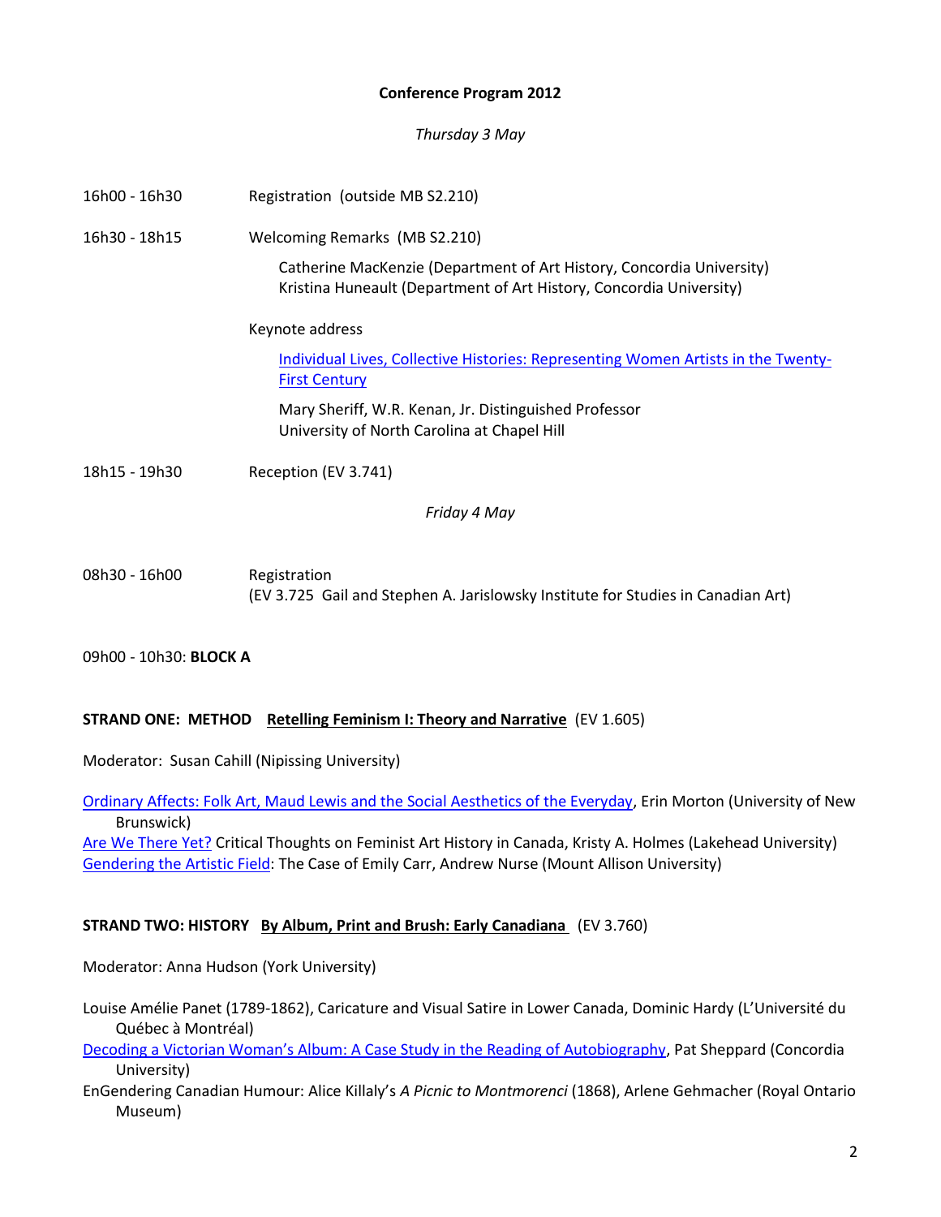**Conference Program 2012**

*Thursday 3 May*

16h00 - 16h30 Registration (outside MB S2.210)

16h30 - 18h15 Welcoming Remarks (MB S2.210)

Catherine MacKenzie (Department of Art History, Concordia University)
Kristina Huneault (Department of Art History, Concordia University)

Keynote address

Individual Lives, Collective Histories: Representing Women Artists in the Twenty-First Century

Mary Sheriff, W.R. Kenan, Jr. Distinguished Professor
University of North Carolina at Chapel Hill

18h15 - 19h30 Reception (EV 3.741)

*Friday 4 May*

08h30 - 16h00 Registration
(EV 3.725 Gail and Stephen A. Jarislowsky Institute for Studies in Canadian Art)

09h00 - 10h30: **BLOCK A**

**STRAND ONE: METHOD** **Retelling Feminism I: Theory and Narrative** (EV 1.605)

Moderator: Susan Cahill (Nipissing University)

Ordinary Affects: Folk Art, Maud Lewis and the Social Aesthetics of the Everyday, Erin Morton (University of New Brunswick)
Are We There Yet? Critical Thoughts on Feminist Art History in Canada, Kristy A. Holmes (Lakehead University)
Gendering the Artistic Field: The Case of Emily Carr, Andrew Nurse (Mount Allison University)

**STRAND TWO: HISTORY** **By Album, Print and Brush: Early Canadiana** (EV 3.760)

Moderator: Anna Hudson (York University)

Louise Amélie Panet (1789-1862), Caricature and Visual Satire in Lower Canada, Dominic Hardy (L'Université du Québec à Montréal)
Decoding a Victorian Woman's Album: A Case Study in the Reading of Autobiography, Pat Sheppard (Concordia University)
EnGendering Canadian Humour: Alice Killaly's *A Picnic to Montmorenci* (1868), Arlene Gehmacher (Royal Ontario Museum)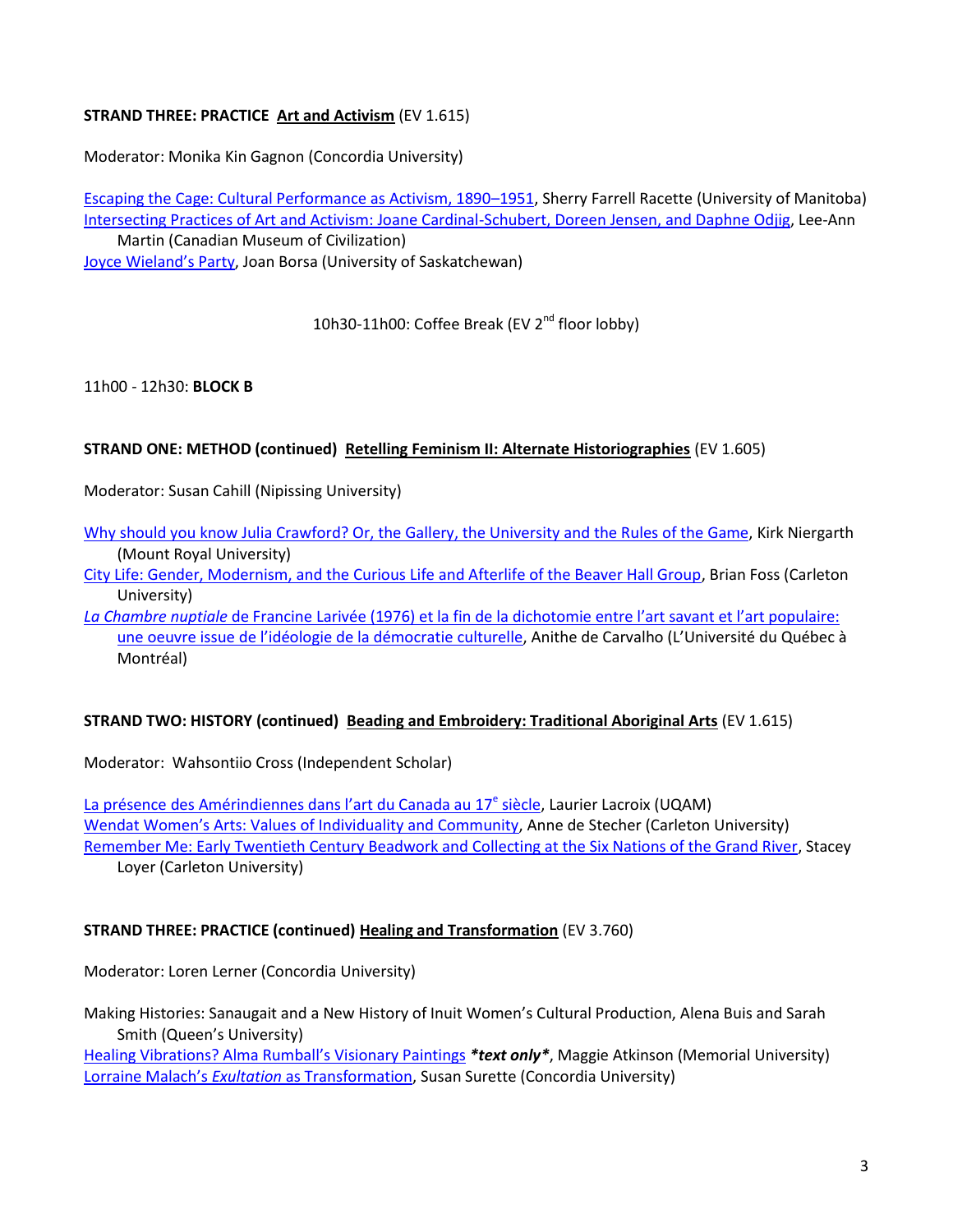**STRAND THREE: PRACTICE** **Art and Activism** (EV 1.615)

Moderator: Monika Kin Gagnon (Concordia University)

Escaping the Cage: Cultural Performance as Activism, 1890–1951, Sherry Farrell Racette (University of Manitoba)
Intersecting Practices of Art and Activism: Joane Cardinal-Schubert, Doreen Jensen, and Daphne Odjig, Lee-Ann Martin (Canadian Museum of Civilization)
Joyce Wieland's Party, Joan Borsa (University of Saskatchewan)

10h30-11h00: Coffee Break (EV 2nd floor lobby)

11h00 - 12h30: **BLOCK B**

**STRAND ONE: METHOD (continued)** **Retelling Feminism II: Alternate Historiographies** (EV 1.605)

Moderator: Susan Cahill (Nipissing University)

Why should you know Julia Crawford? Or, the Gallery, the University and the Rules of the Game, Kirk Niergarth (Mount Royal University)
City Life: Gender, Modernism, and the Curious Life and Afterlife of the Beaver Hall Group, Brian Foss (Carleton University)
*La Chambre nuptiale* de Francine Larivée (1976) et la fin de la dichotomie entre l'art savant et l'art populaire: une oeuvre issue de l'idéologie de la démocratie culturelle, Anithe de Carvalho (L'Université du Québec à Montréal)

**STRAND TWO: HISTORY (continued)** **Beading and Embroidery: Traditional Aboriginal Arts** (EV 1.615)

Moderator: Wahsontiio Cross (Independent Scholar)

La présence des Amérindiennes dans l'art du Canada au 17e siècle, Laurier Lacroix (UQAM)
Wendat Women's Arts: Values of Individuality and Community, Anne de Stecher (Carleton University)
Remember Me: Early Twentieth Century Beadwork and Collecting at the Six Nations of the Grand River, Stacey Loyer (Carleton University)

**STRAND THREE: PRACTICE (continued)** **Healing and Transformation** (EV 3.760)

Moderator: Loren Lerner (Concordia University)

Making Histories: Sanaugait and a New History of Inuit Women's Cultural Production, Alena Buis and Sarah Smith (Queen's University)
Healing Vibrations? Alma Rumball's Visionary Paintings ***text only***, Maggie Atkinson (Memorial University)
Lorraine Malach's *Exultation* as Transformation, Susan Surette (Concordia University)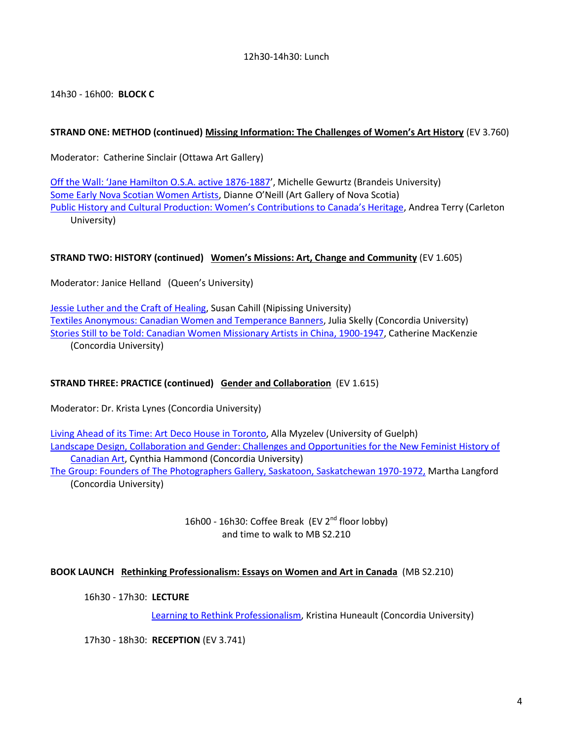12h30-14h30: Lunch

14h30 - 16h00: **BLOCK C**

**STRAND ONE: METHOD (continued) <u>Missing Information: The Challenges of Women's Art History</u>** (EV 3.760)

Moderator: Catherine Sinclair (Ottawa Art Gallery)

Off the Wall: 'Jane Hamilton O.S.A. active 1876-1887', Michelle Gewurtz (Brandeis University)
Some Early Nova Scotian Women Artists, Dianne O'Neill (Art Gallery of Nova Scotia)
Public History and Cultural Production: Women's Contributions to Canada's Heritage, Andrea Terry (Carleton University)

**STRAND TWO: HISTORY (continued) <u>Women's Missions: Art, Change and Community</u>** (EV 1.605)

Moderator: Janice Helland (Queen's University)

Jessie Luther and the Craft of Healing, Susan Cahill (Nipissing University)
Textiles Anonymous: Canadian Women and Temperance Banners, Julia Skelly (Concordia University)
Stories Still to be Told: Canadian Women Missionary Artists in China, 1900-1947, Catherine MacKenzie (Concordia University)

**STRAND THREE: PRACTICE (continued) <u>Gender and Collaboration</u>** (EV 1.615)

Moderator: Dr. Krista Lynes (Concordia University)

Living Ahead of its Time: Art Deco House in Toronto, Alla Myzelev (University of Guelph)
Landscape Design, Collaboration and Gender: Challenges and Opportunities for the New Feminist History of Canadian Art, Cynthia Hammond (Concordia University)
The Group: Founders of The Photographers Gallery, Saskatoon, Saskatchewan 1970-1972, Martha Langford (Concordia University)

16h00 - 16h30: Coffee Break (EV 2nd floor lobby)
and time to walk to MB S2.210

**BOOK LAUNCH <u>Rethinking Professionalism: Essays on Women and Art in Canada</u>** (MB S2.210)

16h30 - 17h30: **LECTURE**

Learning to Rethink Professionalism, Kristina Huneault (Concordia University)

17h30 - 18h30: **RECEPTION** (EV 3.741)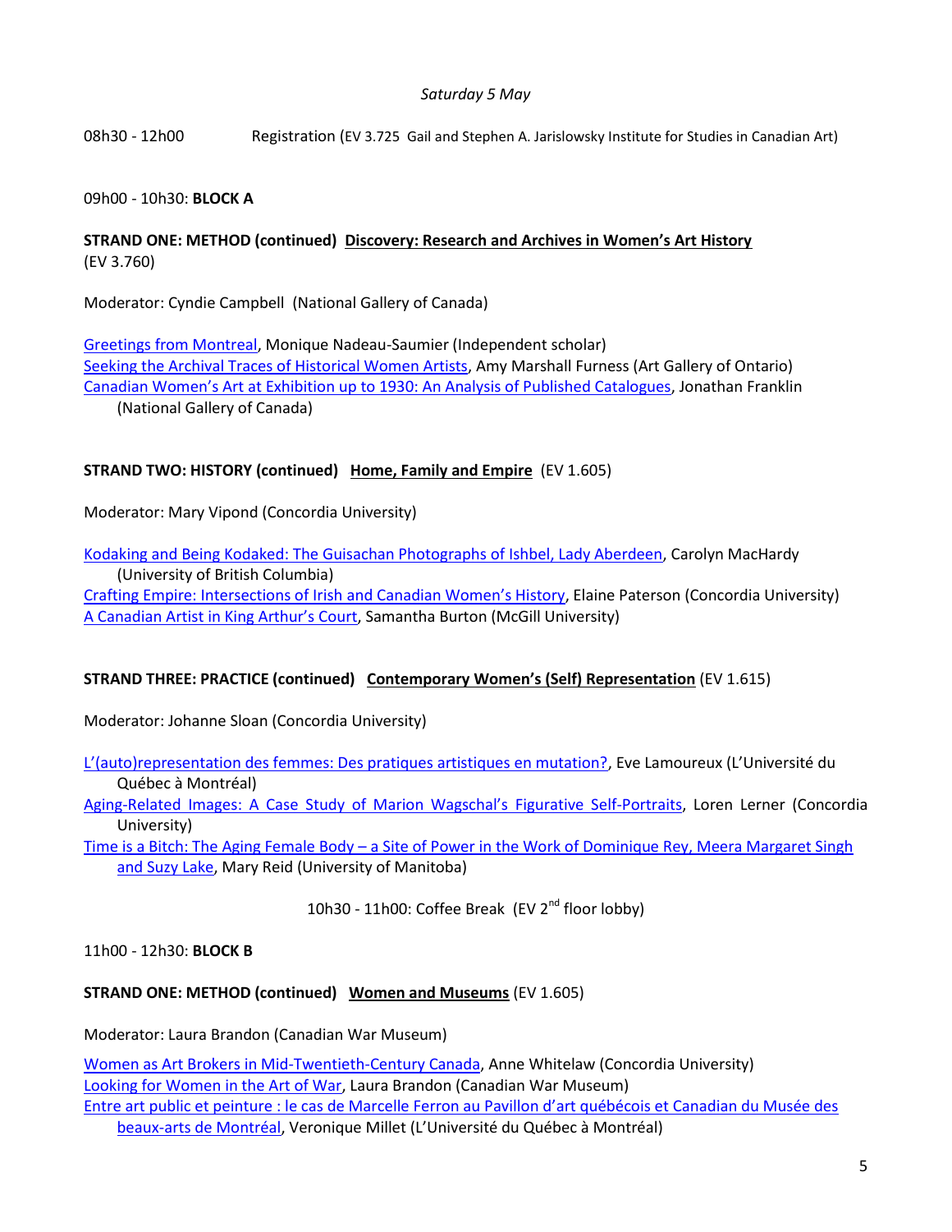*Saturday 5 May*

08h30 - 12h00 Registration (EV 3.725 Gail and Stephen A. Jarislowsky Institute for Studies in Canadian Art)

09h00 - 10h30: **BLOCK A**

**STRAND ONE: METHOD (continued) Discovery: Research and Archives in Women's Art History** (EV 3.760)

Moderator: Cyndie Campbell (National Gallery of Canada)

Greetings from Montreal, Monique Nadeau-Saumier (Independent scholar)
Seeking the Archival Traces of Historical Women Artists, Amy Marshall Furness (Art Gallery of Ontario)
Canadian Women's Art at Exhibition up to 1930: An Analysis of Published Catalogues, Jonathan Franklin (National Gallery of Canada)

**STRAND TWO: HISTORY (continued) Home, Family and Empire** (EV 1.605)

Moderator: Mary Vipond (Concordia University)

Kodaking and Being Kodaked: The Guisachan Photographs of Ishbel, Lady Aberdeen, Carolyn MacHardy (University of British Columbia)
Crafting Empire: Intersections of Irish and Canadian Women's History, Elaine Paterson (Concordia University)
A Canadian Artist in King Arthur's Court, Samantha Burton (McGill University)

**STRAND THREE: PRACTICE (continued) Contemporary Women's (Self) Representation** (EV 1.615)

Moderator: Johanne Sloan (Concordia University)

L'(auto)representation des femmes: Des pratiques artistiques en mutation?, Eve Lamoureux (L'Université du Québec à Montréal)
Aging-Related Images: A Case Study of Marion Wagschal's Figurative Self-Portraits, Loren Lerner (Concordia University)
Time is a Bitch: The Aging Female Body – a Site of Power in the Work of Dominique Rey, Meera Margaret Singh and Suzy Lake, Mary Reid (University of Manitoba)

10h30 - 11h00: Coffee Break (EV 2nd floor lobby)

11h00 - 12h30: **BLOCK B**

**STRAND ONE: METHOD (continued) Women and Museums** (EV 1.605)

Moderator: Laura Brandon (Canadian War Museum)

Women as Art Brokers in Mid-Twentieth-Century Canada, Anne Whitelaw (Concordia University)
Looking for Women in the Art of War, Laura Brandon (Canadian War Museum)
Entre art public et peinture : le cas de Marcelle Ferron au Pavillon d'art québécois et Canadian du Musée des beaux-arts de Montréal, Veronique Millet (L'Université du Québec à Montréal)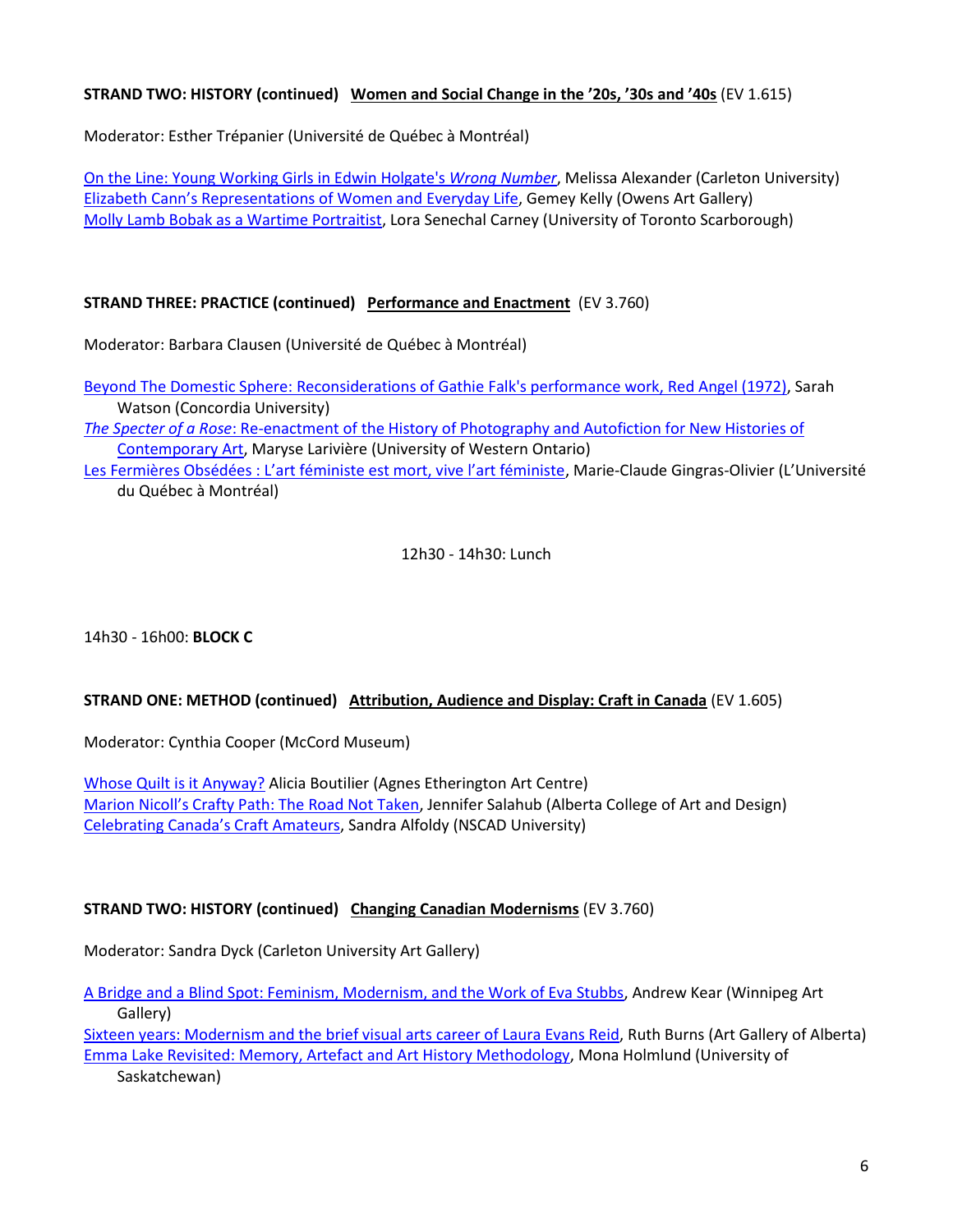**STRAND TWO: HISTORY (continued)** **Women and Social Change in the '20s, '30s and '40s** (EV 1.615)

Moderator: Esther Trépanier (Université de Québec à Montréal)

On the Line: Young Working Girls in Edwin Holgate's *Wrong Number*, Melissa Alexander (Carleton University)
Elizabeth Cann's Representations of Women and Everyday Life, Gemey Kelly (Owens Art Gallery)
Molly Lamb Bobak as a Wartime Portraitist, Lora Senechal Carney (University of Toronto Scarborough)

**STRAND THREE: PRACTICE (continued)** **Performance and Enactment** (EV 3.760)

Moderator: Barbara Clausen (Université de Québec à Montréal)

Beyond The Domestic Sphere: Reconsiderations of Gathie Falk's performance work, Red Angel (1972), Sarah Watson (Concordia University)
*The Specter of a Rose*: Re-enactment of the History of Photography and Autofiction for New Histories of Contemporary Art, Maryse Larivière (University of Western Ontario)
Les Fermières Obsédées : L'art féministe est mort, vive l'art féministe, Marie-Claude Gingras-Olivier (L'Université du Québec à Montréal)

12h30 - 14h30: Lunch

14h30 - 16h00: **BLOCK C**

**STRAND ONE: METHOD (continued)** **Attribution, Audience and Display: Craft in Canada** (EV 1.605)

Moderator: Cynthia Cooper (McCord Museum)

Whose Quilt is it Anyway? Alicia Boutilier (Agnes Etherington Art Centre)
Marion Nicoll's Crafty Path: The Road Not Taken, Jennifer Salahub (Alberta College of Art and Design)
Celebrating Canada's Craft Amateurs, Sandra Alfoldy (NSCAD University)

**STRAND TWO: HISTORY (continued)** **Changing Canadian Modernisms** (EV 3.760)

Moderator: Sandra Dyck (Carleton University Art Gallery)

A Bridge and a Blind Spot: Feminism, Modernism, and the Work of Eva Stubbs, Andrew Kear (Winnipeg Art Gallery)
Sixteen years: Modernism and the brief visual arts career of Laura Evans Reid, Ruth Burns (Art Gallery of Alberta)
Emma Lake Revisited: Memory, Artefact and Art History Methodology, Mona Holmlund (University of Saskatchewan)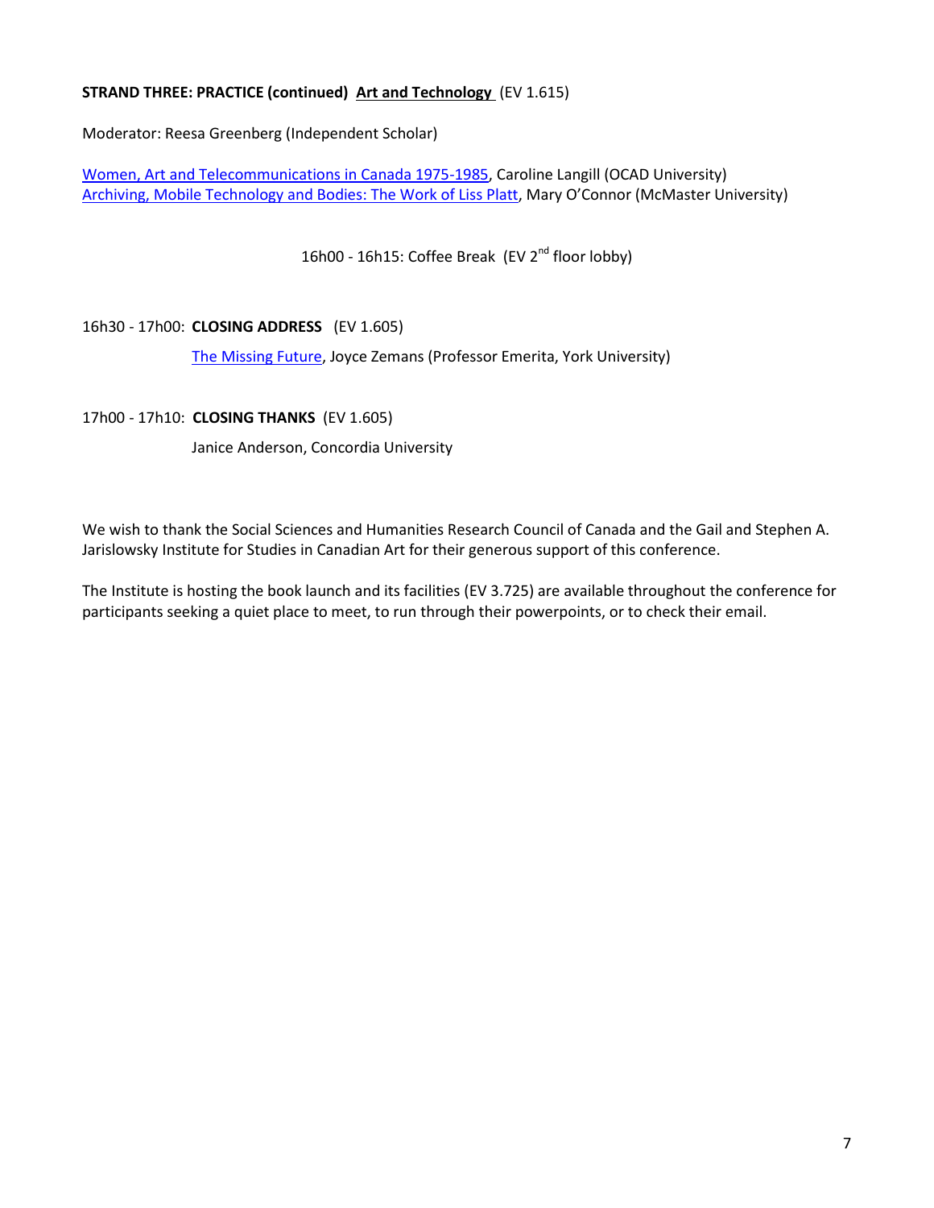**STRAND THREE: PRACTICE (continued) Art and Technology** (EV 1.615)

Moderator: Reesa Greenberg (Independent Scholar)

Women, Art and Telecommunications in Canada 1975-1985, Caroline Langill (OCAD University)
Archiving, Mobile Technology and Bodies: The Work of Liss Platt, Mary O'Connor (McMaster University)

16h00 - 16h15: Coffee Break (EV 2nd floor lobby)

16h30 - 17h00: **CLOSING ADDRESS** (EV 1.605)

The Missing Future, Joyce Zemans (Professor Emerita, York University)

17h00 - 17h10: **CLOSING THANKS** (EV 1.605)

Janice Anderson, Concordia University

We wish to thank the Social Sciences and Humanities Research Council of Canada and the Gail and Stephen A. Jarislowsky Institute for Studies in Canadian Art for their generous support of this conference.

The Institute is hosting the book launch and its facilities (EV 3.725) are available throughout the conference for participants seeking a quiet place to meet, to run through their powerpoints, or to check their email.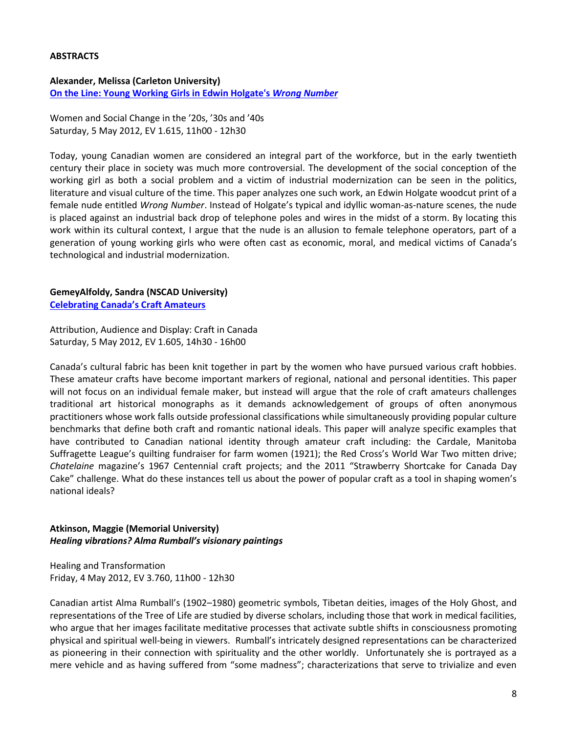**ABSTRACTS**

**Alexander, Melissa (Carleton University)**
**On the Line: Young Working Girls in Edwin Holgate's *Wrong Number***

Women and Social Change in the '20s, '30s and '40s
Saturday, 5 May 2012, EV 1.615, 11h00 - 12h30

Today, young Canadian women are considered an integral part of the workforce, but in the early twentieth century their place in society was much more controversial. The development of the social conception of the working girl as both a social problem and a victim of industrial modernization can be seen in the politics, literature and visual culture of the time. This paper analyzes one such work, an Edwin Holgate woodcut print of a female nude entitled *Wrong Number*. Instead of Holgate's typical and idyllic woman-as-nature scenes, the nude is placed against an industrial back drop of telephone poles and wires in the midst of a storm. By locating this work within its cultural context, I argue that the nude is an allusion to female telephone operators, part of a generation of young working girls who were often cast as economic, moral, and medical victims of Canada's technological and industrial modernization.

**GemeyAlfoldy, Sandra (NSCAD University)**
**Celebrating Canada's Craft Amateurs**

Attribution, Audience and Display: Craft in Canada
Saturday, 5 May 2012, EV 1.605, 14h30 - 16h00

Canada's cultural fabric has been knit together in part by the women who have pursued various craft hobbies. These amateur crafts have become important markers of regional, national and personal identities. This paper will not focus on an individual female maker, but instead will argue that the role of craft amateurs challenges traditional art historical monographs as it demands acknowledgement of groups of often anonymous practitioners whose work falls outside professional classifications while simultaneously providing popular culture benchmarks that define both craft and romantic national ideals. This paper will analyze specific examples that have contributed to Canadian national identity through amateur craft including: the Cardale, Manitoba Suffragette League's quilting fundraiser for farm women (1921); the Red Cross's World War Two mitten drive; *Chatelaine* magazine's 1967 Centennial craft projects; and the 2011 "Strawberry Shortcake for Canada Day Cake" challenge. What do these instances tell us about the power of popular craft as a tool in shaping women's national ideals?

**Atkinson, Maggie (Memorial University)**
***Healing vibrations? Alma Rumball's visionary paintings***

Healing and Transformation
Friday, 4 May 2012, EV 3.760, 11h00 - 12h30

Canadian artist Alma Rumball's (1902–1980) geometric symbols, Tibetan deities, images of the Holy Ghost, and representations of the Tree of Life are studied by diverse scholars, including those that work in medical facilities, who argue that her images facilitate meditative processes that activate subtle shifts in consciousness promoting physical and spiritual well-being in viewers. Rumball's intricately designed representations can be characterized as pioneering in their connection with spirituality and the other worldly. Unfortunately she is portrayed as a mere vehicle and as having suffered from "some madness"; characterizations that serve to trivialize and even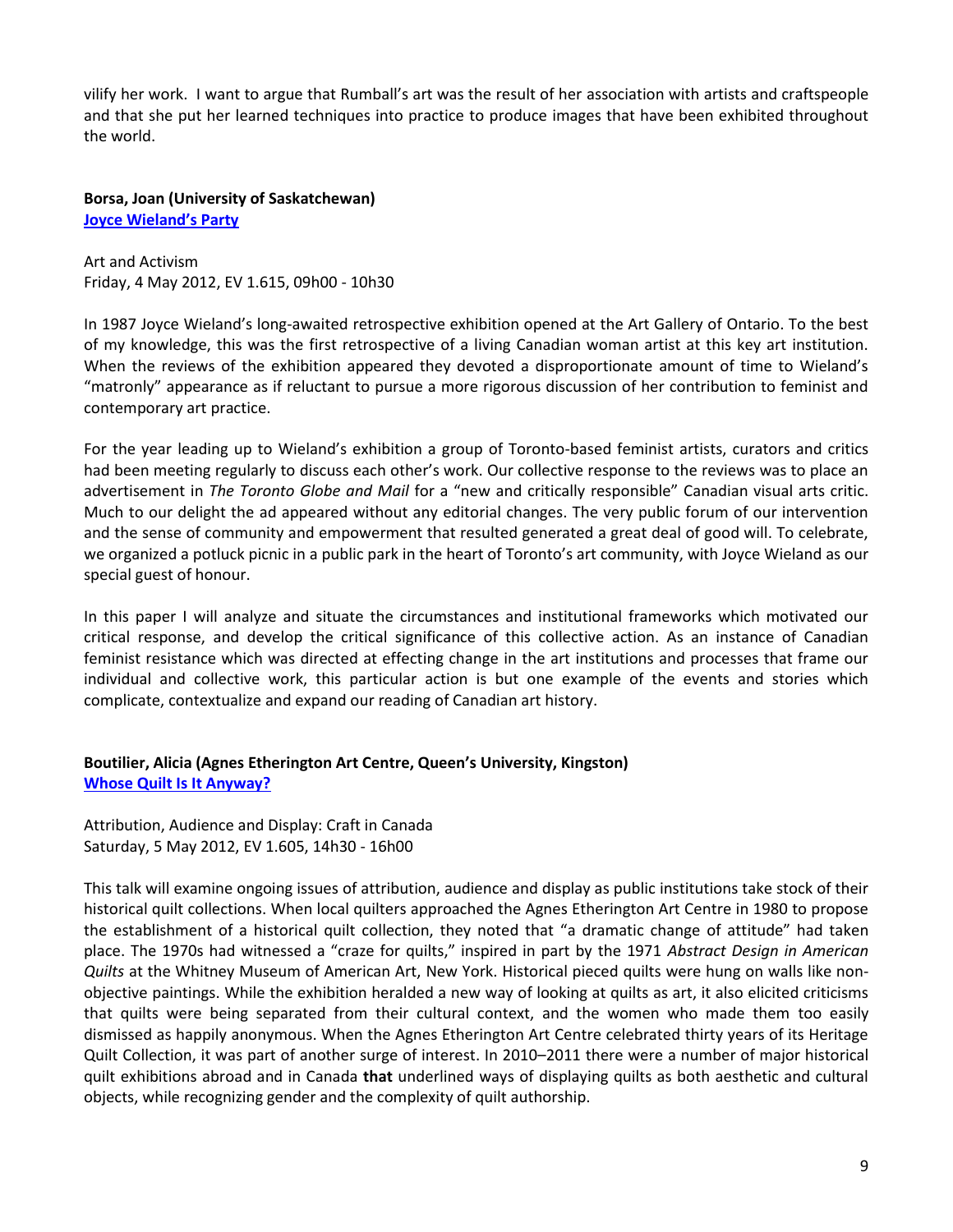vilify her work. I want to argue that Rumball's art was the result of her association with artists and craftspeople and that she put her learned techniques into practice to produce images that have been exhibited throughout the world.

**Borsa, Joan (University of Saskatchewan)**
**Joyce Wieland's Party**

Art and Activism
Friday, 4 May 2012, EV 1.615, 09h00 - 10h30

In 1987 Joyce Wieland's long-awaited retrospective exhibition opened at the Art Gallery of Ontario. To the best of my knowledge, this was the first retrospective of a living Canadian woman artist at this key art institution. When the reviews of the exhibition appeared they devoted a disproportionate amount of time to Wieland's "matronly" appearance as if reluctant to pursue a more rigorous discussion of her contribution to feminist and contemporary art practice.

For the year leading up to Wieland's exhibition a group of Toronto-based feminist artists, curators and critics had been meeting regularly to discuss each other's work. Our collective response to the reviews was to place an advertisement in *The Toronto Globe and Mail* for a "new and critically responsible" Canadian visual arts critic. Much to our delight the ad appeared without any editorial changes. The very public forum of our intervention and the sense of community and empowerment that resulted generated a great deal of good will. To celebrate, we organized a potluck picnic in a public park in the heart of Toronto's art community, with Joyce Wieland as our special guest of honour.

In this paper I will analyze and situate the circumstances and institutional frameworks which motivated our critical response, and develop the critical significance of this collective action. As an instance of Canadian feminist resistance which was directed at effecting change in the art institutions and processes that frame our individual and collective work, this particular action is but one example of the events and stories which complicate, contextualize and expand our reading of Canadian art history.

**Boutilier, Alicia (Agnes Etherington Art Centre, Queen's University, Kingston)**
**Whose Quilt Is It Anyway?**

Attribution, Audience and Display: Craft in Canada
Saturday, 5 May 2012, EV 1.605, 14h30 - 16h00

This talk will examine ongoing issues of attribution, audience and display as public institutions take stock of their historical quilt collections. When local quilters approached the Agnes Etherington Art Centre in 1980 to propose the establishment of a historical quilt collection, they noted that "a dramatic change of attitude" had taken place. The 1970s had witnessed a "craze for quilts," inspired in part by the 1971 *Abstract Design in American Quilts* at the Whitney Museum of American Art, New York. Historical pieced quilts were hung on walls like non-objective paintings. While the exhibition heralded a new way of looking at quilts as art, it also elicited criticisms that quilts were being separated from their cultural context, and the women who made them too easily dismissed as happily anonymous. When the Agnes Etherington Art Centre celebrated thirty years of its Heritage Quilt Collection, it was part of another surge of interest. In 2010–2011 there were a number of major historical quilt exhibitions abroad and in Canada **that** underlined ways of displaying quilts as both aesthetic and cultural objects, while recognizing gender and the complexity of quilt authorship.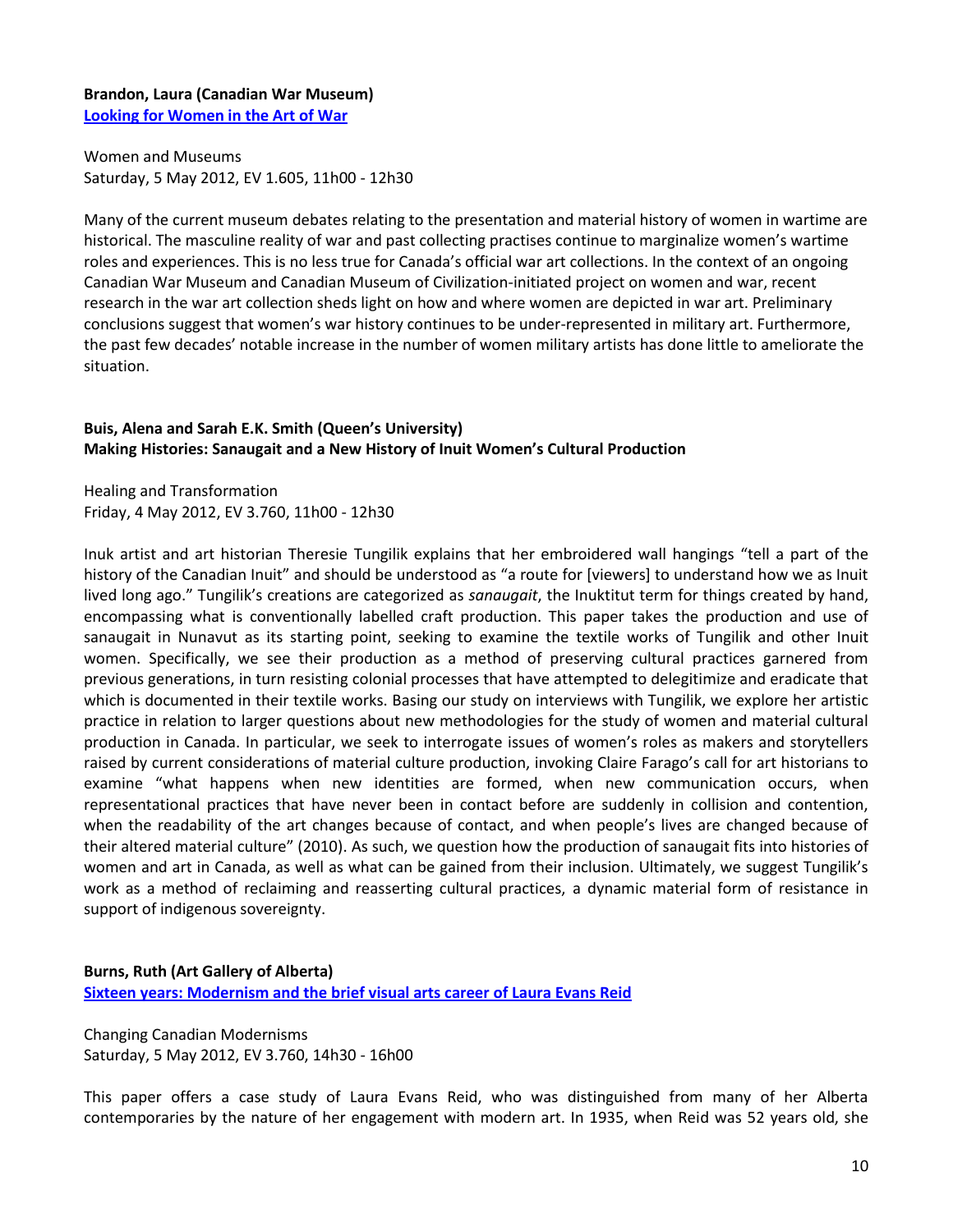**Brandon, Laura (Canadian War Museum)**
**Looking for Women in the Art of War**

Women and Museums
Saturday, 5 May 2012, EV 1.605, 11h00 - 12h30

Many of the current museum debates relating to the presentation and material history of women in wartime are historical. The masculine reality of war and past collecting practises continue to marginalize women's wartime roles and experiences. This is no less true for Canada's official war art collections. In the context of an ongoing Canadian War Museum and Canadian Museum of Civilization-initiated project on women and war, recent research in the war art collection sheds light on how and where women are depicted in war art. Preliminary conclusions suggest that women's war history continues to be under-represented in military art. Furthermore, the past few decades' notable increase in the number of women military artists has done little to ameliorate the situation.

**Buis, Alena and Sarah E.K. Smith (Queen's University)**
**Making Histories: Sanaugait and a New History of Inuit Women's Cultural Production**

Healing and Transformation
Friday, 4 May 2012, EV 3.760, 11h00 - 12h30

Inuk artist and art historian Theresie Tungilik explains that her embroidered wall hangings "tell a part of the history of the Canadian Inuit" and should be understood as "a route for [viewers] to understand how we as Inuit lived long ago." Tungilik's creations are categorized as *sanaugait*, the Inuktitut term for things created by hand, encompassing what is conventionally labelled craft production. This paper takes the production and use of sanaugait in Nunavut as its starting point, seeking to examine the textile works of Tungilik and other Inuit women. Specifically, we see their production as a method of preserving cultural practices garnered from previous generations, in turn resisting colonial processes that have attempted to delegitimize and eradicate that which is documented in their textile works. Basing our study on interviews with Tungilik, we explore her artistic practice in relation to larger questions about new methodologies for the study of women and material cultural production in Canada. In particular, we seek to interrogate issues of women's roles as makers and storytellers raised by current considerations of material culture production, invoking Claire Farago's call for art historians to examine "what happens when new identities are formed, when new communication occurs, when representational practices that have never been in contact before are suddenly in collision and contention, when the readability of the art changes because of contact, and when people's lives are changed because of their altered material culture" (2010). As such, we question how the production of sanaugait fits into histories of women and art in Canada, as well as what can be gained from their inclusion. Ultimately, we suggest Tungilik's work as a method of reclaiming and reasserting cultural practices, a dynamic material form of resistance in support of indigenous sovereignty.

**Burns, Ruth (Art Gallery of Alberta)**
**Sixteen years: Modernism and the brief visual arts career of Laura Evans Reid**

Changing Canadian Modernisms
Saturday, 5 May 2012, EV 3.760, 14h30 - 16h00

This paper offers a case study of Laura Evans Reid, who was distinguished from many of her Alberta contemporaries by the nature of her engagement with modern art. In 1935, when Reid was 52 years old, she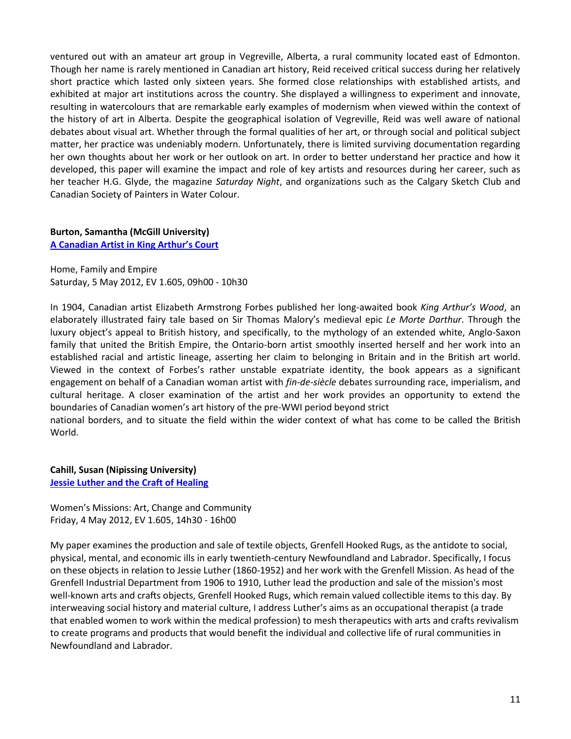ventured out with an amateur art group in Vegreville, Alberta, a rural community located east of Edmonton. Though her name is rarely mentioned in Canadian art history, Reid received critical success during her relatively short practice which lasted only sixteen years. She formed close relationships with established artists, and exhibited at major art institutions across the country. She displayed a willingness to experiment and innovate, resulting in watercolours that are remarkable early examples of modernism when viewed within the context of the history of art in Alberta. Despite the geographical isolation of Vegreville, Reid was well aware of national debates about visual art. Whether through the formal qualities of her art, or through social and political subject matter, her practice was undeniably modern. Unfortunately, there is limited surviving documentation regarding her own thoughts about her work or her outlook on art. In order to better understand her practice and how it developed, this paper will examine the impact and role of key artists and resources during her career, such as her teacher H.G. Glyde, the magazine *Saturday Night*, and organizations such as the Calgary Sketch Club and Canadian Society of Painters in Water Colour.

**Burton, Samantha (McGill University)**
**A Canadian Artist in King Arthur's Court**

Home, Family and Empire
Saturday, 5 May 2012, EV 1.605, 09h00 - 10h30

In 1904, Canadian artist Elizabeth Armstrong Forbes published her long-awaited book *King Arthur's Wood*, an elaborately illustrated fairy tale based on Sir Thomas Malory's medieval epic *Le Morte Darthur*. Through the luxury object's appeal to British history, and specifically, to the mythology of an extended white, Anglo-Saxon family that united the British Empire, the Ontario-born artist smoothly inserted herself and her work into an established racial and artistic lineage, asserting her claim to belonging in Britain and in the British art world. Viewed in the context of Forbes's rather unstable expatriate identity, the book appears as a significant engagement on behalf of a Canadian woman artist with *fin-de-siècle* debates surrounding race, imperialism, and cultural heritage. A closer examination of the artist and her work provides an opportunity to extend the boundaries of Canadian women's art history of the pre-WWI period beyond strict national borders, and to situate the field within the wider context of what has come to be called the British World.

**Cahill, Susan (Nipissing University)**
**Jessie Luther and the Craft of Healing**

Women's Missions: Art, Change and Community
Friday, 4 May 2012, EV 1.605, 14h30 - 16h00

My paper examines the production and sale of textile objects, Grenfell Hooked Rugs, as the antidote to social, physical, mental, and economic ills in early twentieth-century Newfoundland and Labrador. Specifically, I focus on these objects in relation to Jessie Luther (1860-1952) and her work with the Grenfell Mission. As head of the Grenfell Industrial Department from 1906 to 1910, Luther lead the production and sale of the mission's most well-known arts and crafts objects, Grenfell Hooked Rugs, which remain valued collectible items to this day. By interweaving social history and material culture, I address Luther's aims as an occupational therapist (a trade that enabled women to work within the medical profession) to mesh therapeutics with arts and crafts revivalism to create programs and products that would benefit the individual and collective life of rural communities in Newfoundland and Labrador.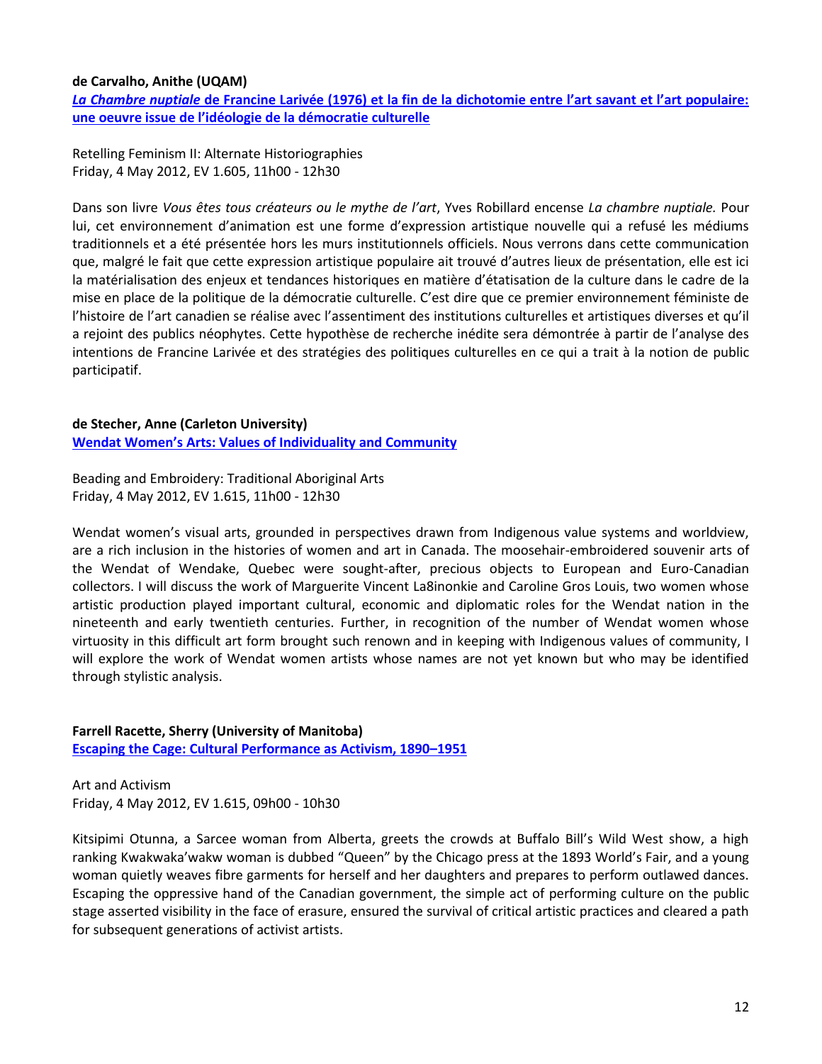**de Carvalho, Anithe (UQAM)**

***La Chambre nuptiale* de Francine Larivée (1976) et la fin de la dichotomie entre l'art savant et l'art populaire: une oeuvre issue de l'idéologie de la démocratie culturelle**

Retelling Feminism II: Alternate Historiographies
Friday, 4 May 2012, EV 1.605, 11h00 - 12h30

Dans son livre *Vous êtes tous créateurs ou le mythe de l'art*, Yves Robillard encense *La chambre nuptiale.* Pour lui, cet environnement d'animation est une forme d'expression artistique nouvelle qui a refusé les médiums traditionnels et a été présentée hors les murs institutionnels officiels. Nous verrons dans cette communication que, malgré le fait que cette expression artistique populaire ait trouvé d'autres lieux de présentation, elle est ici la matérialisation des enjeux et tendances historiques en matière d'étatisation de la culture dans le cadre de la mise en place de la politique de la démocratie culturelle. C'est dire que ce premier environnement féministe de l'histoire de l'art canadien se réalise avec l'assentiment des institutions culturelles et artistiques diverses et qu'il a rejoint des publics néophytes. Cette hypothèse de recherche inédite sera démontrée à partir de l'analyse des intentions de Francine Larivée et des stratégies des politiques culturelles en ce qui a trait à la notion de public participatif.

**de Stecher, Anne (Carleton University)**

**Wendat Women's Arts: Values of Individuality and Community**

Beading and Embroidery: Traditional Aboriginal Arts
Friday, 4 May 2012, EV 1.615, 11h00 - 12h30

Wendat women's visual arts, grounded in perspectives drawn from Indigenous value systems and worldview, are a rich inclusion in the histories of women and art in Canada. The moosehair-embroidered souvenir arts of the Wendat of Wendake, Quebec were sought-after, precious objects to European and Euro-Canadian collectors. I will discuss the work of Marguerite Vincent La8inonkie and Caroline Gros Louis, two women whose artistic production played important cultural, economic and diplomatic roles for the Wendat nation in the nineteenth and early twentieth centuries. Further, in recognition of the number of Wendat women whose virtuosity in this difficult art form brought such renown and in keeping with Indigenous values of community, I will explore the work of Wendat women artists whose names are not yet known but who may be identified through stylistic analysis.

**Farrell Racette, Sherry (University of Manitoba)**

**Escaping the Cage: Cultural Performance as Activism, 1890–1951**

Art and Activism
Friday, 4 May 2012, EV 1.615, 09h00 - 10h30

Kitsipimi Otunna, a Sarcee woman from Alberta, greets the crowds at Buffalo Bill's Wild West show, a high ranking Kwakwaka'wakw woman is dubbed "Queen" by the Chicago press at the 1893 World's Fair, and a young woman quietly weaves fibre garments for herself and her daughters and prepares to perform outlawed dances. Escaping the oppressive hand of the Canadian government, the simple act of performing culture on the public stage asserted visibility in the face of erasure, ensured the survival of critical artistic practices and cleared a path for subsequent generations of activist artists.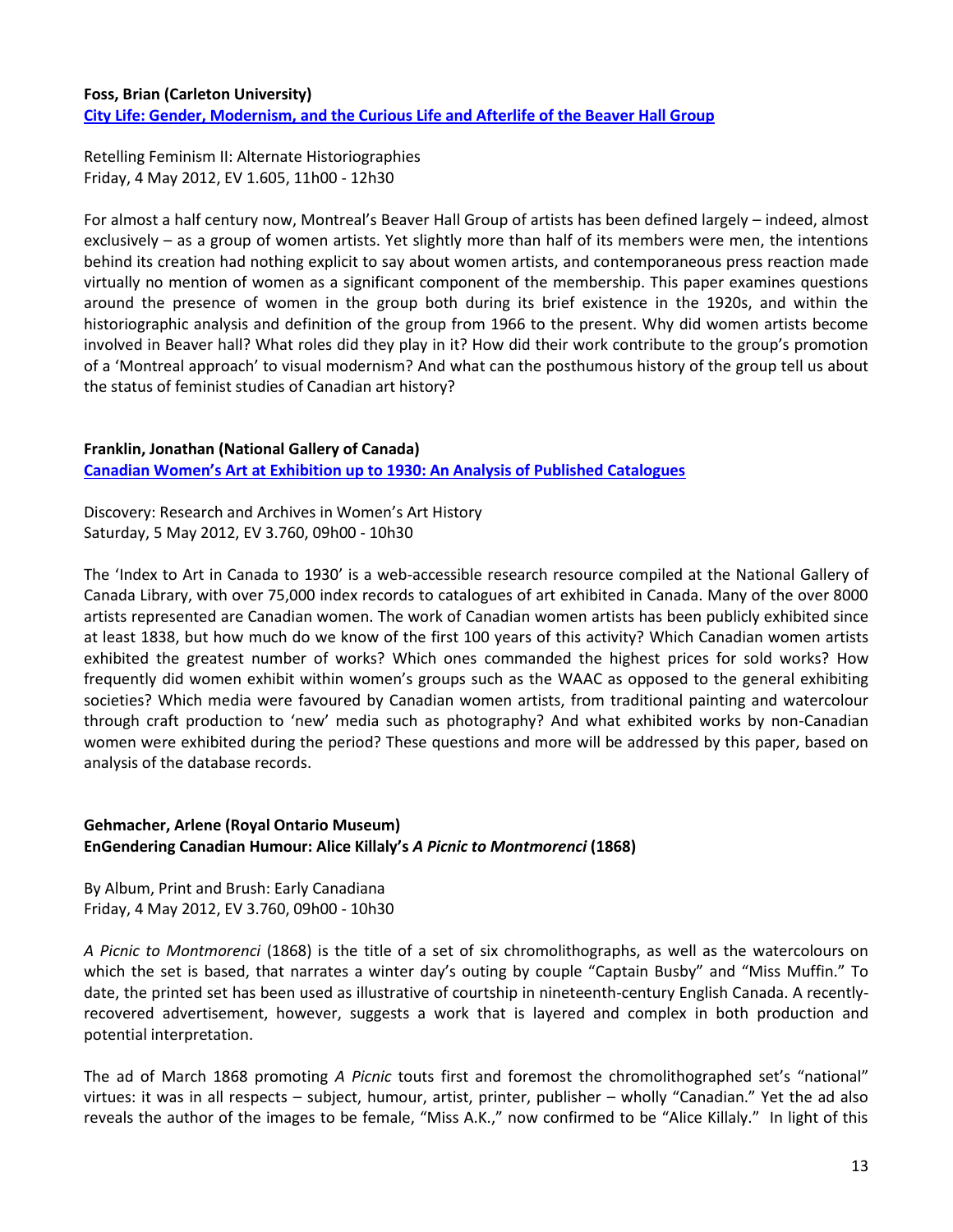**Foss, Brian (Carleton University)**
**City Life: Gender, Modernism, and the Curious Life and Afterlife of the Beaver Hall Group**

Retelling Feminism II: Alternate Historiographies
Friday, 4 May 2012, EV 1.605, 11h00 - 12h30

For almost a half century now, Montreal's Beaver Hall Group of artists has been defined largely – indeed, almost exclusively – as a group of women artists. Yet slightly more than half of its members were men, the intentions behind its creation had nothing explicit to say about women artists, and contemporaneous press reaction made virtually no mention of women as a significant component of the membership. This paper examines questions around the presence of women in the group both during its brief existence in the 1920s, and within the historiographic analysis and definition of the group from 1966 to the present. Why did women artists become involved in Beaver hall? What roles did they play in it? How did their work contribute to the group's promotion of a 'Montreal approach' to visual modernism? And what can the posthumous history of the group tell us about the status of feminist studies of Canadian art history?

**Franklin, Jonathan (National Gallery of Canada)**
**Canadian Women's Art at Exhibition up to 1930: An Analysis of Published Catalogues**

Discovery: Research and Archives in Women's Art History
Saturday, 5 May 2012, EV 3.760, 09h00 - 10h30

The 'Index to Art in Canada to 1930' is a web-accessible research resource compiled at the National Gallery of Canada Library, with over 75,000 index records to catalogues of art exhibited in Canada. Many of the over 8000 artists represented are Canadian women. The work of Canadian women artists has been publicly exhibited since at least 1838, but how much do we know of the first 100 years of this activity? Which Canadian women artists exhibited the greatest number of works? Which ones commanded the highest prices for sold works? How frequently did women exhibit within women's groups such as the WAAC as opposed to the general exhibiting societies? Which media were favoured by Canadian women artists, from traditional painting and watercolour through craft production to 'new' media such as photography? And what exhibited works by non-Canadian women were exhibited during the period? These questions and more will be addressed by this paper, based on analysis of the database records.

**Gehmacher, Arlene (Royal Ontario Museum)**
**EnGendering Canadian Humour: Alice Killaly's *A Picnic to Montmorenci* (1868)**

By Album, Print and Brush: Early Canadiana
Friday, 4 May 2012, EV 3.760, 09h00 - 10h30

*A Picnic to Montmorenci* (1868) is the title of a set of six chromolithographs, as well as the watercolours on which the set is based, that narrates a winter day's outing by couple "Captain Busby" and "Miss Muffin." To date, the printed set has been used as illustrative of courtship in nineteenth-century English Canada. A recently-recovered advertisement, however, suggests a work that is layered and complex in both production and potential interpretation.

The ad of March 1868 promoting *A Picnic* touts first and foremost the chromolithographed set's "national" virtues: it was in all respects – subject, humour, artist, printer, publisher – wholly "Canadian." Yet the ad also reveals the author of the images to be female, "Miss A.K.," now confirmed to be "Alice Killaly." In light of this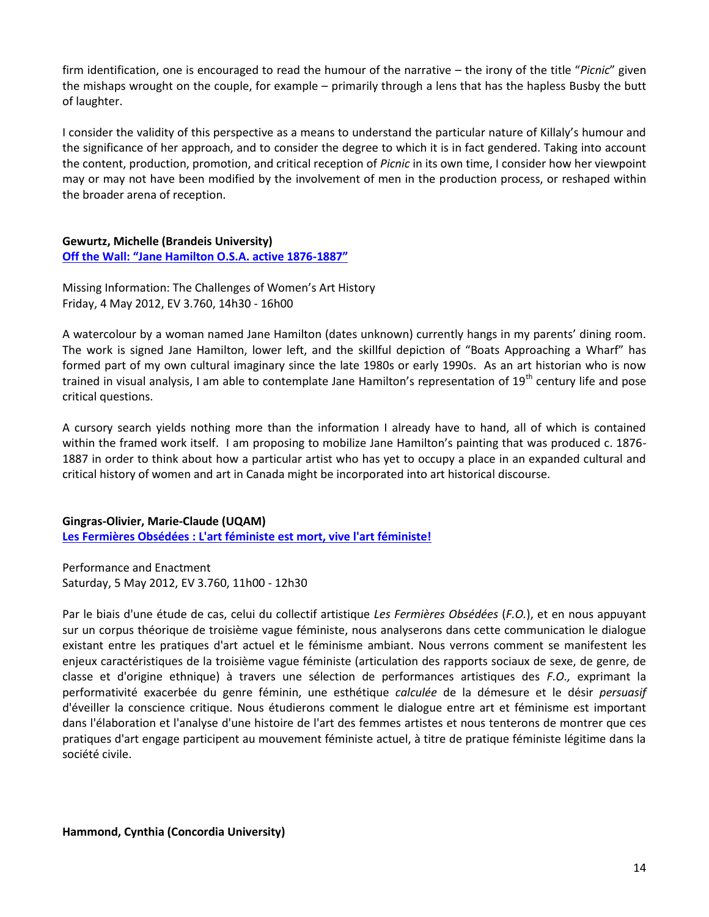firm identification, one is encouraged to read the humour of the narrative – the irony of the title "*Picnic*" given the mishaps wrought on the couple, for example – primarily through a lens that has the hapless Busby the butt of laughter.

I consider the validity of this perspective as a means to understand the particular nature of Killaly's humour and the significance of her approach, and to consider the degree to which it is in fact gendered. Taking into account the content, production, promotion, and critical reception of *Picnic* in its own time, I consider how her viewpoint may or may not have been modified by the involvement of men in the production process, or reshaped within the broader arena of reception.

**Gewurtz, Michelle (Brandeis University)**
**Off the Wall: "Jane Hamilton O.S.A. active 1876-1887"**

Missing Information: The Challenges of Women's Art History
Friday, 4 May 2012, EV 3.760, 14h30 - 16h00

A watercolour by a woman named Jane Hamilton (dates unknown) currently hangs in my parents' dining room. The work is signed Jane Hamilton, lower left, and the skillful depiction of "Boats Approaching a Wharf" has formed part of my own cultural imaginary since the late 1980s or early 1990s. As an art historian who is now trained in visual analysis, I am able to contemplate Jane Hamilton's representation of 19th century life and pose critical questions.

A cursory search yields nothing more than the information I already have to hand, all of which is contained within the framed work itself. I am proposing to mobilize Jane Hamilton's painting that was produced c. 1876-1887 in order to think about how a particular artist who has yet to occupy a place in an expanded cultural and critical history of women and art in Canada might be incorporated into art historical discourse.

**Gingras-Olivier, Marie-Claude (UQAM)**
**Les Fermières Obsédées : L'art féministe est mort, vive l'art féministe!**

Performance and Enactment
Saturday, 5 May 2012, EV 3.760, 11h00 - 12h30

Par le biais d'une étude de cas, celui du collectif artistique *Les Fermières Obsédées* (*F.O.*), et en nous appuyant sur un corpus théorique de troisième vague féministe, nous analyserons dans cette communication le dialogue existant entre les pratiques d'art actuel et le féminisme ambiant. Nous verrons comment se manifestent les enjeux caractéristiques de la troisième vague féministe (articulation des rapports sociaux de sexe, de genre, de classe et d'origine ethnique) à travers une sélection de performances artistiques des *F.O.,* exprimant la performativité exacerbée du genre féminin, une esthétique *calculée* de la démesure et le désir *persuasif* d'éveiller la conscience critique. Nous étudierons comment le dialogue entre art et féminisme est important dans l'élaboration et l'analyse d'une histoire de l'art des femmes artistes et nous tenterons de montrer que ces pratiques d'art engage participent au mouvement féministe actuel, à titre de pratique féministe légitime dans la société civile.

**Hammond, Cynthia (Concordia University)**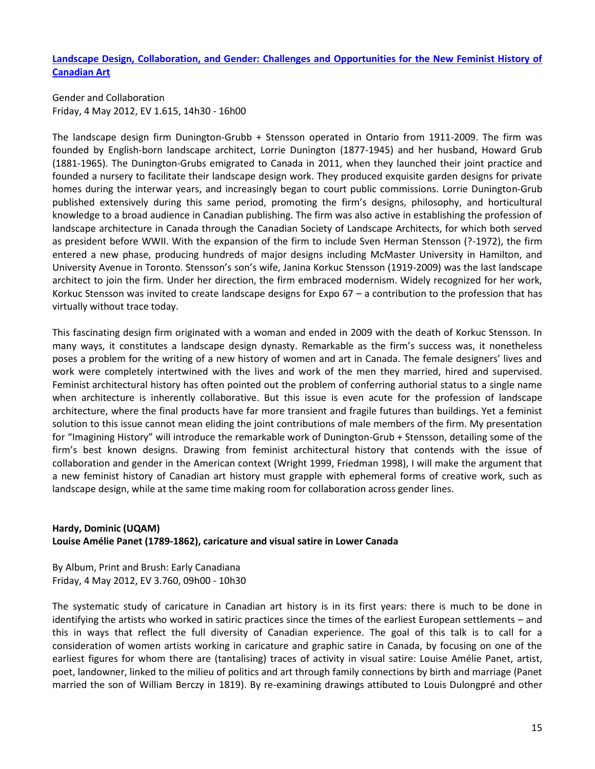**Landscape Design, Collaboration, and Gender: Challenges and Opportunities for the New Feminist History of Canadian Art**

Gender and Collaboration
Friday, 4 May 2012, EV 1.615, 14h30 - 16h00

The landscape design firm Dunington-Grubb + Stensson operated in Ontario from 1911-2009. The firm was founded by English-born landscape architect, Lorrie Dunington (1877-1945) and her husband, Howard Grub (1881-1965). The Dunington-Grubs emigrated to Canada in 2011, when they launched their joint practice and founded a nursery to facilitate their landscape design work. They produced exquisite garden designs for private homes during the interwar years, and increasingly began to court public commissions. Lorrie Dunington-Grub published extensively during this same period, promoting the firm's designs, philosophy, and horticultural knowledge to a broad audience in Canadian publishing. The firm was also active in establishing the profession of landscape architecture in Canada through the Canadian Society of Landscape Architects, for which both served as president before WWII. With the expansion of the firm to include Sven Herman Stensson (?-1972), the firm entered a new phase, producing hundreds of major designs including McMaster University in Hamilton, and University Avenue in Toronto. Stensson's son's wife, Janina Korkuc Stensson (1919-2009) was the last landscape architect to join the firm. Under her direction, the firm embraced modernism. Widely recognized for her work, Korkuc Stensson was invited to create landscape designs for Expo 67 – a contribution to the profession that has virtually without trace today.

This fascinating design firm originated with a woman and ended in 2009 with the death of Korkuc Stensson. In many ways, it constitutes a landscape design dynasty. Remarkable as the firm's success was, it nonetheless poses a problem for the writing of a new history of women and art in Canada. The female designers' lives and work were completely intertwined with the lives and work of the men they married, hired and supervised. Feminist architectural history has often pointed out the problem of conferring authorial status to a single name when architecture is inherently collaborative. But this issue is even acute for the profession of landscape architecture, where the final products have far more transient and fragile futures than buildings. Yet a feminist solution to this issue cannot mean eliding the joint contributions of male members of the firm. My presentation for "Imagining History" will introduce the remarkable work of Dunington-Grub + Stensson, detailing some of the firm's best known designs. Drawing from feminist architectural history that contends with the issue of collaboration and gender in the American context (Wright 1999, Friedman 1998), I will make the argument that a new feminist history of Canadian art history must grapple with ephemeral forms of creative work, such as landscape design, while at the same time making room for collaboration across gender lines.

**Hardy, Dominic (UQAM)**
**Louise Amélie Panet (1789-1862), caricature and visual satire in Lower Canada**

By Album, Print and Brush: Early Canadiana
Friday, 4 May 2012, EV 3.760, 09h00 - 10h30

The systematic study of caricature in Canadian art history is in its first years: there is much to be done in identifying the artists who worked in satiric practices since the times of the earliest European settlements – and this in ways that reflect the full diversity of Canadian experience. The goal of this talk is to call for a consideration of women artists working in caricature and graphic satire in Canada, by focusing on one of the earliest figures for whom there are (tantalising) traces of activity in visual satire: Louise Amélie Panet, artist, poet, landowner, linked to the milieu of politics and art through family connections by birth and marriage (Panet married the son of William Berczy in 1819). By re-examining drawings attibuted to Louis Dulongpré and other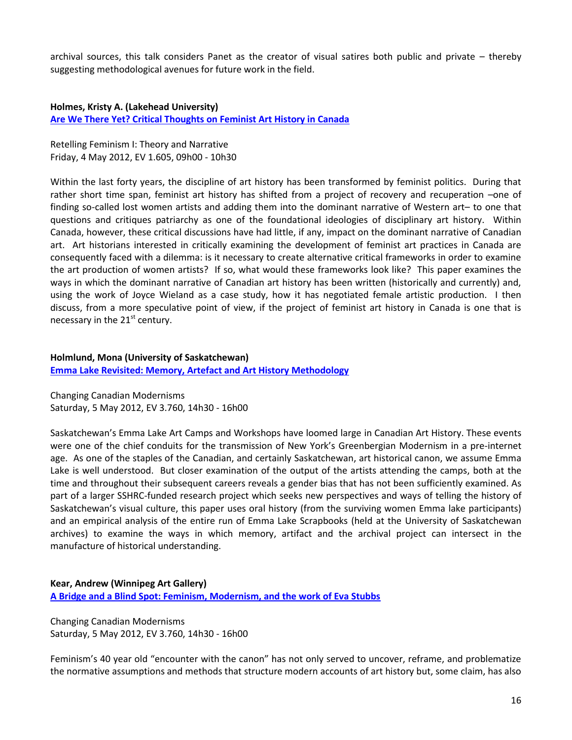archival sources, this talk considers Panet as the creator of visual satires both public and private – thereby suggesting methodological avenues for future work in the field.

**Holmes, Kristy A. (Lakehead University)**
**Are We There Yet? Critical Thoughts on Feminist Art History in Canada**

Retelling Feminism I: Theory and Narrative
Friday, 4 May 2012, EV 1.605, 09h00 - 10h30

Within the last forty years, the discipline of art history has been transformed by feminist politics. During that rather short time span, feminist art history has shifted from a project of recovery and recuperation –one of finding so-called lost women artists and adding them into the dominant narrative of Western art– to one that questions and critiques patriarchy as one of the foundational ideologies of disciplinary art history. Within Canada, however, these critical discussions have had little, if any, impact on the dominant narrative of Canadian art. Art historians interested in critically examining the development of feminist art practices in Canada are consequently faced with a dilemma: is it necessary to create alternative critical frameworks in order to examine the art production of women artists? If so, what would these frameworks look like? This paper examines the ways in which the dominant narrative of Canadian art history has been written (historically and currently) and, using the work of Joyce Wieland as a case study, how it has negotiated female artistic production. I then discuss, from a more speculative point of view, if the project of feminist art history in Canada is one that is necessary in the 21st century.

**Holmlund, Mona (University of Saskatchewan)**
**Emma Lake Revisited: Memory, Artefact and Art History Methodology**

Changing Canadian Modernisms
Saturday, 5 May 2012, EV 3.760, 14h30 - 16h00

Saskatchewan's Emma Lake Art Camps and Workshops have loomed large in Canadian Art History. These events were one of the chief conduits for the transmission of New York's Greenbergian Modernism in a pre-internet age. As one of the staples of the Canadian, and certainly Saskatchewan, art historical canon, we assume Emma Lake is well understood. But closer examination of the output of the artists attending the camps, both at the time and throughout their subsequent careers reveals a gender bias that has not been sufficiently examined. As part of a larger SSHRC-funded research project which seeks new perspectives and ways of telling the history of Saskatchewan's visual culture, this paper uses oral history (from the surviving women Emma lake participants) and an empirical analysis of the entire run of Emma Lake Scrapbooks (held at the University of Saskatchewan archives) to examine the ways in which memory, artifact and the archival project can intersect in the manufacture of historical understanding.

**Kear, Andrew (Winnipeg Art Gallery)**
**A Bridge and a Blind Spot: Feminism, Modernism, and the work of Eva Stubbs**

Changing Canadian Modernisms
Saturday, 5 May 2012, EV 3.760, 14h30 - 16h00

Feminism's 40 year old "encounter with the canon" has not only served to uncover, reframe, and problematize the normative assumptions and methods that structure modern accounts of art history but, some claim, has also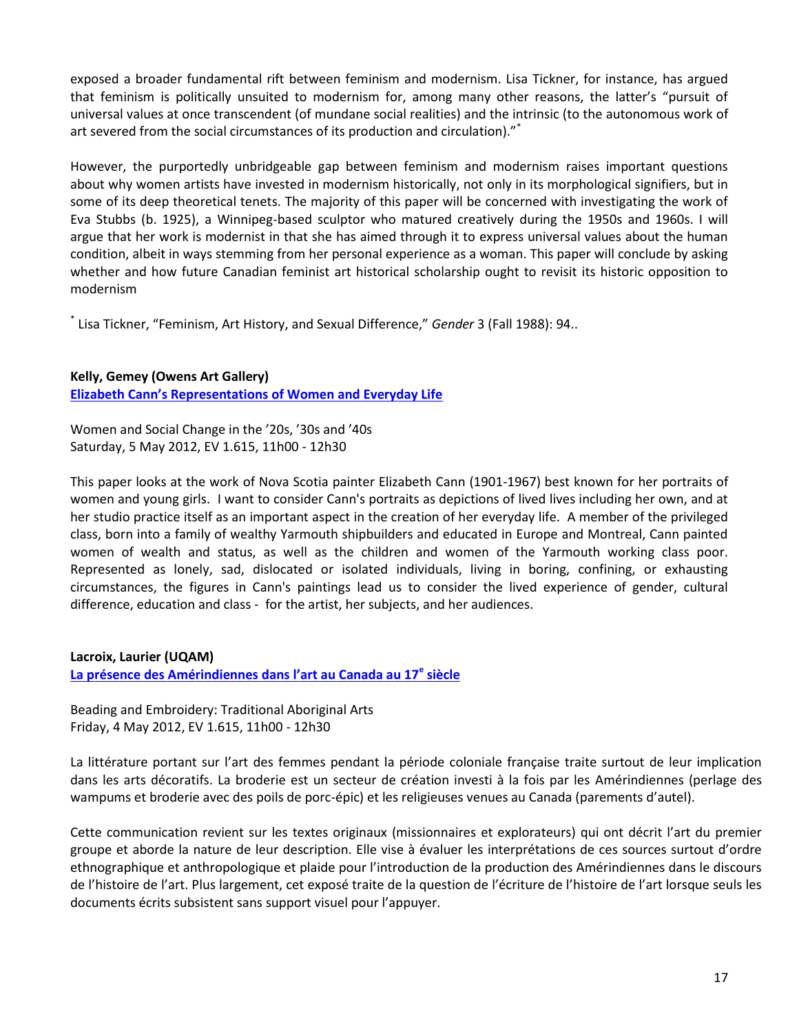exposed a broader fundamental rift between feminism and modernism. Lisa Tickner, for instance, has argued that feminism is politically unsuited to modernism for, among many other reasons, the latter's "pursuit of universal values at once transcendent (of mundane social realities) and the intrinsic (to the autonomous work of art severed from the social circumstances of its production and circulation)."[*]

However, the purportedly unbridgeable gap between feminism and modernism raises important questions about why women artists have invested in modernism historically, not only in its morphological signifiers, but in some of its deep theoretical tenets. The majority of this paper will be concerned with investigating the work of Eva Stubbs (b. 1925), a Winnipeg-based sculptor who matured creatively during the 1950s and 1960s. I will argue that her work is modernist in that she has aimed through it to express universal values about the human condition, albeit in ways stemming from her personal experience as a woman. This paper will conclude by asking whether and how future Canadian feminist art historical scholarship ought to revisit its historic opposition to modernism

[*] Lisa Tickner, "Feminism, Art History, and Sexual Difference," *Gender* 3 (Fall 1988): 94..

**Kelly, Gemey (Owens Art Gallery)**
**Elizabeth Cann's Representations of Women and Everyday Life**

Women and Social Change in the '20s, '30s and '40s
Saturday, 5 May 2012, EV 1.615, 11h00 - 12h30

This paper looks at the work of Nova Scotia painter Elizabeth Cann (1901-1967) best known for her portraits of women and young girls. I want to consider Cann's portraits as depictions of lived lives including her own, and at her studio practice itself as an important aspect in the creation of her everyday life. A member of the privileged class, born into a family of wealthy Yarmouth shipbuilders and educated in Europe and Montreal, Cann painted women of wealth and status, as well as the children and women of the Yarmouth working class poor. Represented as lonely, sad, dislocated or isolated individuals, living in boring, confining, or exhausting circumstances, the figures in Cann's paintings lead us to consider the lived experience of gender, cultural difference, education and class - for the artist, her subjects, and her audiences.

**Lacroix, Laurier (UQAM)**
**La présence des Amérindiennes dans l'art au Canada au 17e siècle**

Beading and Embroidery: Traditional Aboriginal Arts
Friday, 4 May 2012, EV 1.615, 11h00 - 12h30

La littérature portant sur l'art des femmes pendant la période coloniale française traite surtout de leur implication dans les arts décoratifs. La broderie est un secteur de création investi à la fois par les Amérindiennes (perlage des wampums et broderie avec des poils de porc-épic) et les religieuses venues au Canada (parements d'autel).

Cette communication revient sur les textes originaux (missionnaires et explorateurs) qui ont décrit l'art du premier groupe et aborde la nature de leur description. Elle vise à évaluer les interprétations de ces sources surtout d'ordre ethnographique et anthropologique et plaide pour l'introduction de la production des Amérindiennes dans le discours de l'histoire de l'art. Plus largement, cet exposé traite de la question de l'écriture de l'histoire de l'art lorsque seuls les documents écrits subsistent sans support visuel pour l'appuyer.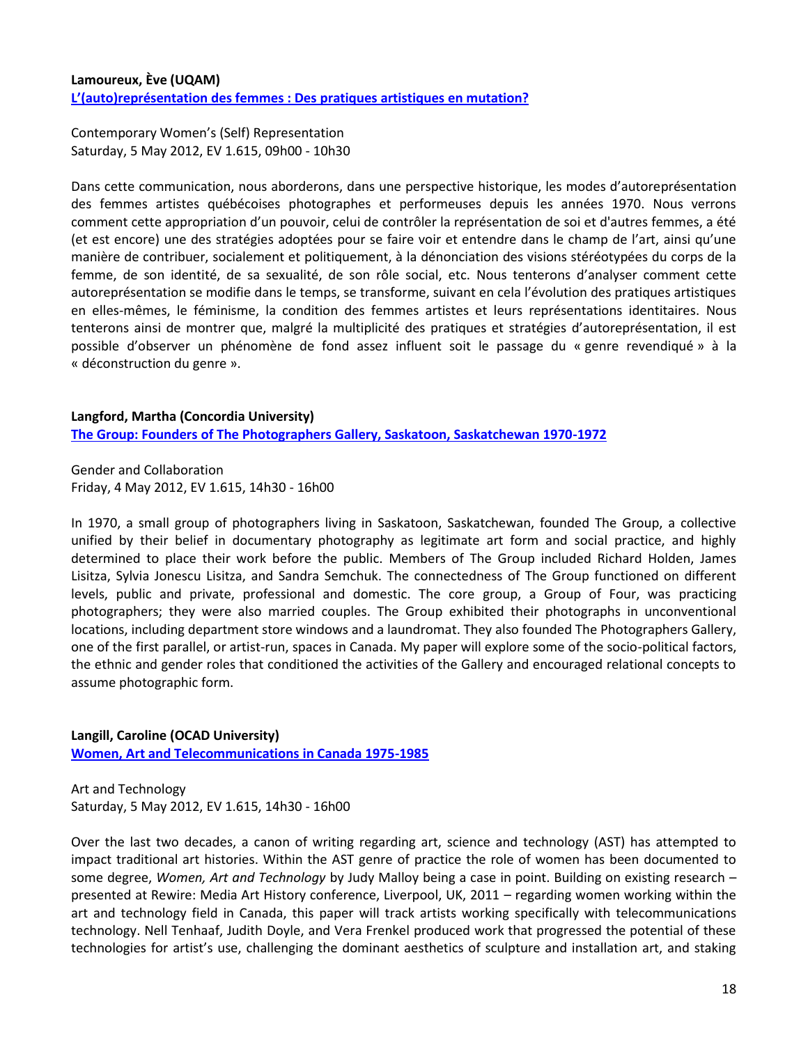**Lamoureux, Ève (UQAM)**
**L'(auto)représentation des femmes : Des pratiques artistiques en mutation?**

Contemporary Women's (Self) Representation
Saturday, 5 May 2012, EV 1.615, 09h00 - 10h30

Dans cette communication, nous aborderons, dans une perspective historique, les modes d'autoreprésentation des femmes artistes québécoises photographes et performeuses depuis les années 1970. Nous verrons comment cette appropriation d'un pouvoir, celui de contrôler la représentation de soi et d'autres femmes, a été (et est encore) une des stratégies adoptées pour se faire voir et entendre dans le champ de l'art, ainsi qu'une manière de contribuer, socialement et politiquement, à la dénonciation des visions stéréotypées du corps de la femme, de son identité, de sa sexualité, de son rôle social, etc. Nous tenterons d'analyser comment cette autoreprésentation se modifie dans le temps, se transforme, suivant en cela l'évolution des pratiques artistiques en elles-mêmes, le féminisme, la condition des femmes artistes et leurs représentations identitaires. Nous tenterons ainsi de montrer que, malgré la multiplicité des pratiques et stratégies d'autoreprésentation, il est possible d'observer un phénomène de fond assez influent soit le passage du « genre revendiqué » à la « déconstruction du genre ».

**Langford, Martha (Concordia University)**
**The Group: Founders of The Photographers Gallery, Saskatoon, Saskatchewan 1970-1972**

Gender and Collaboration
Friday, 4 May 2012, EV 1.615, 14h30 - 16h00

In 1970, a small group of photographers living in Saskatoon, Saskatchewan, founded The Group, a collective unified by their belief in documentary photography as legitimate art form and social practice, and highly determined to place their work before the public. Members of The Group included Richard Holden, James Lisitza, Sylvia Jonescu Lisitza, and Sandra Semchuk. The connectedness of The Group functioned on different levels, public and private, professional and domestic. The core group, a Group of Four, was practicing photographers; they were also married couples. The Group exhibited their photographs in unconventional locations, including department store windows and a laundromat. They also founded The Photographers Gallery, one of the first parallel, or artist-run, spaces in Canada. My paper will explore some of the socio-political factors, the ethnic and gender roles that conditioned the activities of the Gallery and encouraged relational concepts to assume photographic form.

**Langill, Caroline (OCAD University)**
**Women, Art and Telecommunications in Canada 1975-1985**

Art and Technology
Saturday, 5 May 2012, EV 1.615, 14h30 - 16h00

Over the last two decades, a canon of writing regarding art, science and technology (AST) has attempted to impact traditional art histories. Within the AST genre of practice the role of women has been documented to some degree, *Women, Art and Technology* by Judy Malloy being a case in point. Building on existing research – presented at Rewire: Media Art History conference, Liverpool, UK, 2011 – regarding women working within the art and technology field in Canada, this paper will track artists working specifically with telecommunications technology. Nell Tenhaaf, Judith Doyle, and Vera Frenkel produced work that progressed the potential of these technologies for artist's use, challenging the dominant aesthetics of sculpture and installation art, and staking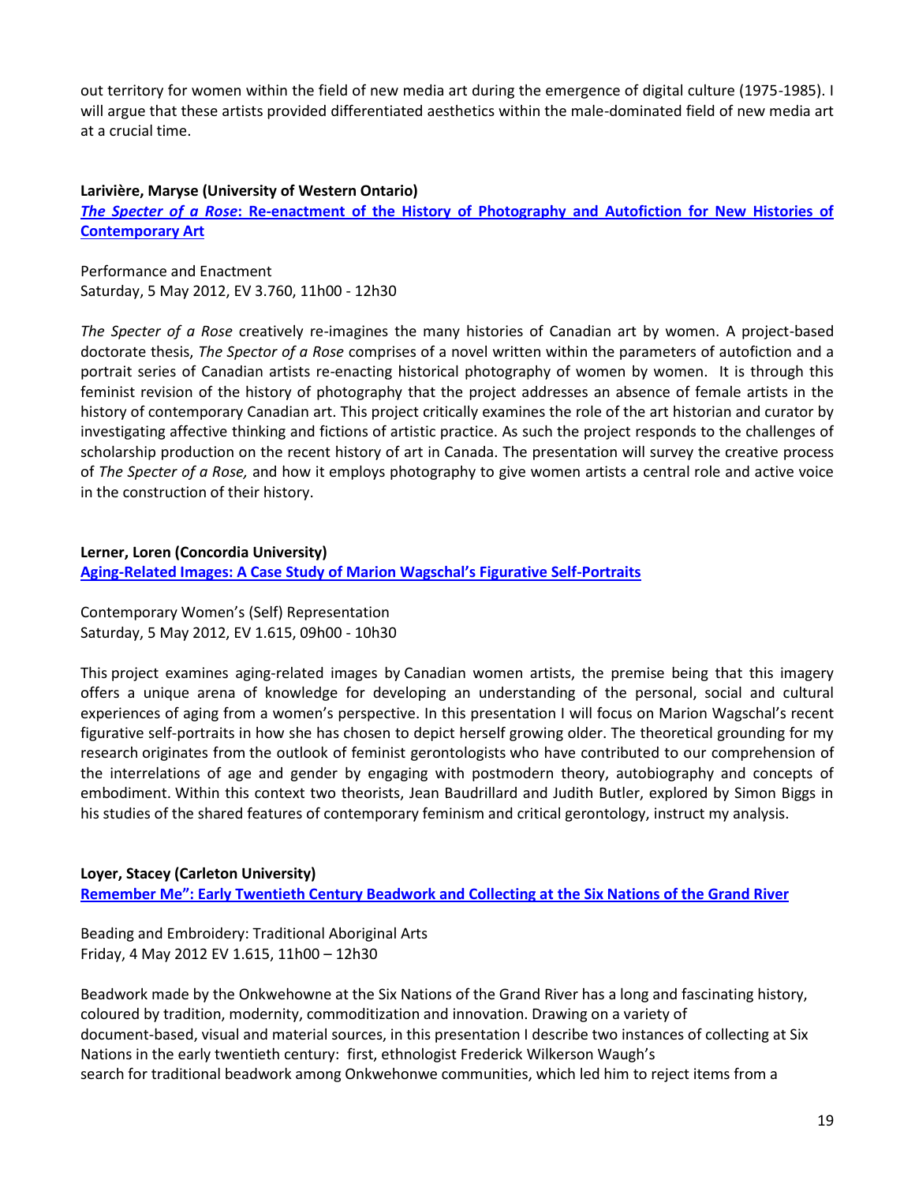out territory for women within the field of new media art during the emergence of digital culture (1975-1985). I will argue that these artists provided differentiated aesthetics within the male-dominated field of new media art at a crucial time.

**Larivière, Maryse (University of Western Ontario)**
**[*The Specter of a Rose*: Re-enactment of the History of Photography and Autofiction for New Histories of Contemporary Art]()**

Performance and Enactment
Saturday, 5 May 2012, EV 3.760, 11h00 - 12h30

*The Specter of a Rose* creatively re-imagines the many histories of Canadian art by women. A project-based doctorate thesis, *The Spector of a Rose* comprises of a novel written within the parameters of autofiction and a portrait series of Canadian artists re-enacting historical photography of women by women. It is through this feminist revision of the history of photography that the project addresses an absence of female artists in the history of contemporary Canadian art. This project critically examines the role of the art historian and curator by investigating affective thinking and fictions of artistic practice. As such the project responds to the challenges of scholarship production on the recent history of art in Canada. The presentation will survey the creative process of *The Specter of a Rose,* and how it employs photography to give women artists a central role and active voice in the construction of their history.

**Lerner, Loren (Concordia University)**
**[Aging-Related Images: A Case Study of Marion Wagschal's Figurative Self-Portraits]()**

Contemporary Women's (Self) Representation
Saturday, 5 May 2012, EV 1.615, 09h00 - 10h30

This project examines aging-related images by Canadian women artists, the premise being that this imagery offers a unique arena of knowledge for developing an understanding of the personal, social and cultural experiences of aging from a women's perspective. In this presentation I will focus on Marion Wagschal's recent figurative self-portraits in how she has chosen to depict herself growing older. The theoretical grounding for my research originates from the outlook of feminist gerontologists who have contributed to our comprehension of the interrelations of age and gender by engaging with postmodern theory, autobiography and concepts of embodiment. Within this context two theorists, Jean Baudrillard and Judith Butler, explored by Simon Biggs in his studies of the shared features of contemporary feminism and critical gerontology, instruct my analysis.

**Loyer, Stacey (Carleton University)**
**[Remember Me": Early Twentieth Century Beadwork and Collecting at the Six Nations of the Grand River]()**

Beading and Embroidery: Traditional Aboriginal Arts
Friday, 4 May 2012 EV 1.615, 11h00 – 12h30

Beadwork made by the Onkwehowne at the Six Nations of the Grand River has a long and fascinating history, coloured by tradition, modernity, commoditization and innovation. Drawing on a variety of document-based, visual and material sources, in this presentation I describe two instances of collecting at Six Nations in the early twentieth century: first, ethnologist Frederick Wilkerson Waugh's search for traditional beadwork among Onkwehonwe communities, which led him to reject items from a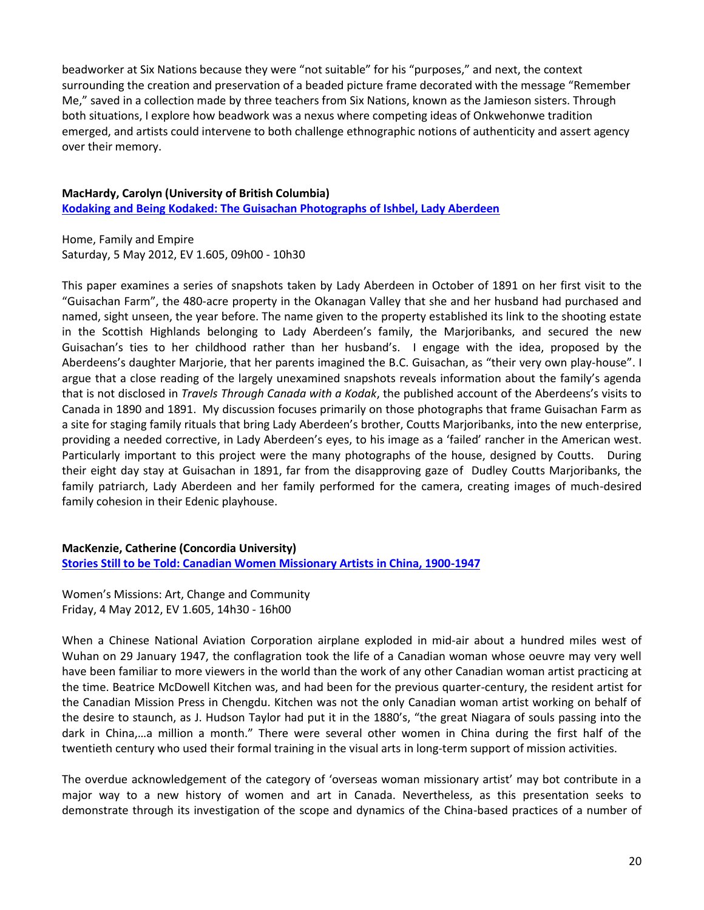beadworker at Six Nations because they were "not suitable" for his "purposes," and next, the context surrounding the creation and preservation of a beaded picture frame decorated with the message "Remember Me," saved in a collection made by three teachers from Six Nations, known as the Jamieson sisters. Through both situations, I explore how beadwork was a nexus where competing ideas of Onkwehonwe tradition emerged, and artists could intervene to both challenge ethnographic notions of authenticity and assert agency over their memory.

**MacHardy, Carolyn (University of British Columbia)**
**Kodaking and Being Kodaked: The Guisachan Photographs of Ishbel, Lady Aberdeen**

Home, Family and Empire
Saturday, 5 May 2012, EV 1.605, 09h00 - 10h30

This paper examines a series of snapshots taken by Lady Aberdeen in October of 1891 on her first visit to the "Guisachan Farm", the 480-acre property in the Okanagan Valley that she and her husband had purchased and named, sight unseen, the year before. The name given to the property established its link to the shooting estate in the Scottish Highlands belonging to Lady Aberdeen's family, the Marjoribanks, and secured the new Guisachan's ties to her childhood rather than her husband's. I engage with the idea, proposed by the Aberdeens's daughter Marjorie, that her parents imagined the B.C. Guisachan, as "their very own play-house". I argue that a close reading of the largely unexamined snapshots reveals information about the family's agenda that is not disclosed in *Travels Through Canada with a Kodak*, the published account of the Aberdeens's visits to Canada in 1890 and 1891. My discussion focuses primarily on those photographs that frame Guisachan Farm as a site for staging family rituals that bring Lady Aberdeen's brother, Coutts Marjoribanks, into the new enterprise, providing a needed corrective, in Lady Aberdeen's eyes, to his image as a 'failed' rancher in the American west. Particularly important to this project were the many photographs of the house, designed by Coutts. During their eight day stay at Guisachan in 1891, far from the disapproving gaze of Dudley Coutts Marjoribanks, the family patriarch, Lady Aberdeen and her family performed for the camera, creating images of much-desired family cohesion in their Edenic playhouse.

**MacKenzie, Catherine (Concordia University)**
**Stories Still to be Told: Canadian Women Missionary Artists in China, 1900-1947**

Women's Missions: Art, Change and Community
Friday, 4 May 2012, EV 1.605, 14h30 - 16h00

When a Chinese National Aviation Corporation airplane exploded in mid-air about a hundred miles west of Wuhan on 29 January 1947, the conflagration took the life of a Canadian woman whose oeuvre may very well have been familiar to more viewers in the world than the work of any other Canadian woman artist practicing at the time. Beatrice McDowell Kitchen was, and had been for the previous quarter-century, the resident artist for the Canadian Mission Press in Chengdu. Kitchen was not the only Canadian woman artist working on behalf of the desire to staunch, as J. Hudson Taylor had put it in the 1880's, "the great Niagara of souls passing into the dark in China,…a million a month." There were several other women in China during the first half of the twentieth century who used their formal training in the visual arts in long-term support of mission activities.

The overdue acknowledgement of the category of 'overseas woman missionary artist' may bot contribute in a major way to a new history of women and art in Canada. Nevertheless, as this presentation seeks to demonstrate through its investigation of the scope and dynamics of the China-based practices of a number of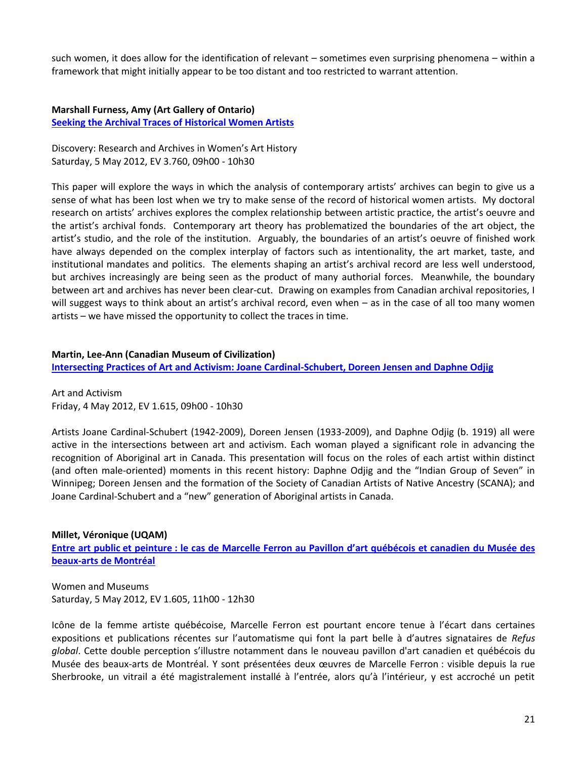such women, it does allow for the identification of relevant – sometimes even surprising phenomena – within a framework that might initially appear to be too distant and too restricted to warrant attention.

**Marshall Furness, Amy (Art Gallery of Ontario)**
**Seeking the Archival Traces of Historical Women Artists**

Discovery: Research and Archives in Women's Art History
Saturday, 5 May 2012, EV 3.760, 09h00 - 10h30

This paper will explore the ways in which the analysis of contemporary artists' archives can begin to give us a sense of what has been lost when we try to make sense of the record of historical women artists. My doctoral research on artists' archives explores the complex relationship between artistic practice, the artist's oeuvre and the artist's archival fonds. Contemporary art theory has problematized the boundaries of the art object, the artist's studio, and the role of the institution. Arguably, the boundaries of an artist's oeuvre of finished work have always depended on the complex interplay of factors such as intentionality, the art market, taste, and institutional mandates and politics. The elements shaping an artist's archival record are less well understood, but archives increasingly are being seen as the product of many authorial forces. Meanwhile, the boundary between art and archives has never been clear-cut. Drawing on examples from Canadian archival repositories, I will suggest ways to think about an artist's archival record, even when – as in the case of all too many women artists – we have missed the opportunity to collect the traces in time.

**Martin, Lee-Ann (Canadian Museum of Civilization)**
**Intersecting Practices of Art and Activism: Joane Cardinal-Schubert, Doreen Jensen and Daphne Odjig**

Art and Activism
Friday, 4 May 2012, EV 1.615, 09h00 - 10h30

Artists Joane Cardinal-Schubert (1942-2009), Doreen Jensen (1933-2009), and Daphne Odjig (b. 1919) all were active in the intersections between art and activism. Each woman played a significant role in advancing the recognition of Aboriginal art in Canada. This presentation will focus on the roles of each artist within distinct (and often male-oriented) moments in this recent history: Daphne Odjig and the "Indian Group of Seven" in Winnipeg; Doreen Jensen and the formation of the Society of Canadian Artists of Native Ancestry (SCANA); and Joane Cardinal-Schubert and a "new" generation of Aboriginal artists in Canada.

**Millet, Véronique (UQAM)**
**Entre art public et peinture : le cas de Marcelle Ferron au Pavillon d'art québécois et canadien du Musée des beaux-arts de Montréal**

Women and Museums
Saturday, 5 May 2012, EV 1.605, 11h00 - 12h30

Icône de la femme artiste québécoise, Marcelle Ferron est pourtant encore tenue à l'écart dans certaines expositions et publications récentes sur l'automatisme qui font la part belle à d'autres signataires de *Refus global*. Cette double perception s'illustre notamment dans le nouveau pavillon d'art canadien et québécois du Musée des beaux-arts de Montréal. Y sont présentées deux œuvres de Marcelle Ferron : visible depuis la rue Sherbrooke, un vitrail a été magistralement installé à l'entrée, alors qu'à l'intérieur, y est accroché un petit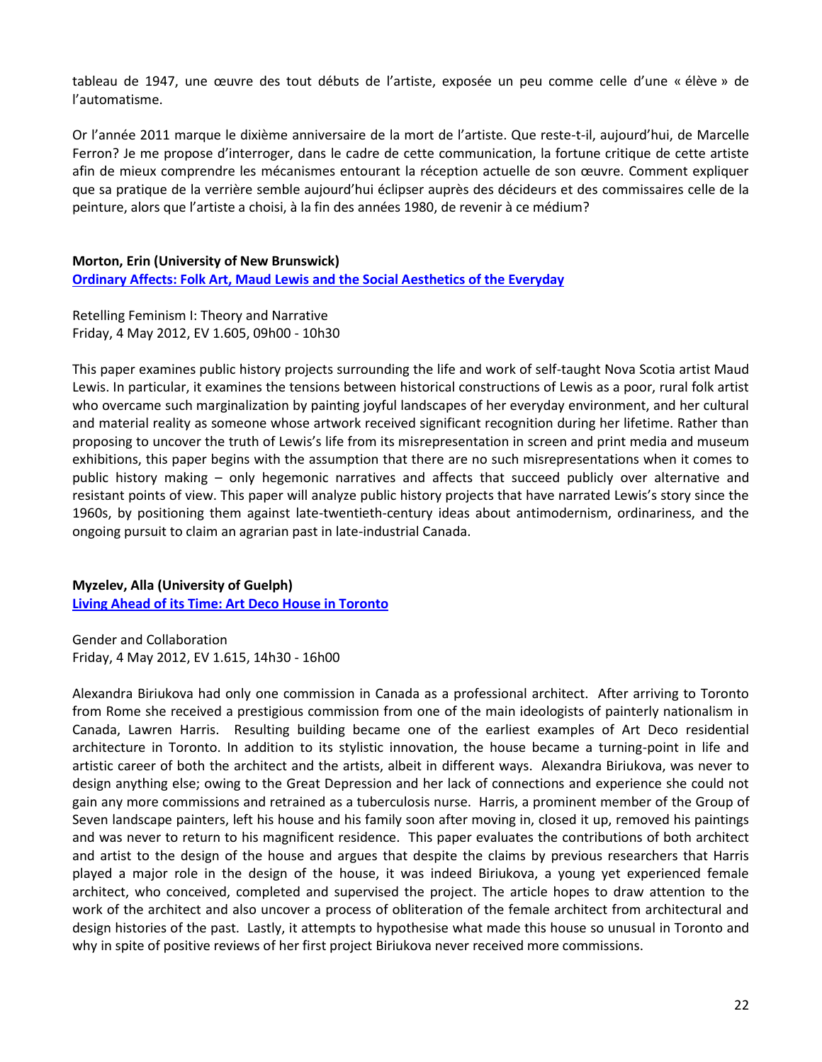tableau de 1947, une œuvre des tout débuts de l'artiste, exposée un peu comme celle d'une « élève » de l'automatisme.

Or l'année 2011 marque le dixième anniversaire de la mort de l'artiste. Que reste-t-il, aujourd'hui, de Marcelle Ferron? Je me propose d'interroger, dans le cadre de cette communication, la fortune critique de cette artiste afin de mieux comprendre les mécanismes entourant la réception actuelle de son œuvre. Comment expliquer que sa pratique de la verrière semble aujourd'hui éclipser auprès des décideurs et des commissaires celle de la peinture, alors que l'artiste a choisi, à la fin des années 1980, de revenir à ce médium?

**Morton, Erin (University of New Brunswick)**
**Ordinary Affects: Folk Art, Maud Lewis and the Social Aesthetics of the Everyday**

Retelling Feminism I: Theory and Narrative
Friday, 4 May 2012, EV 1.605, 09h00 - 10h30

This paper examines public history projects surrounding the life and work of self-taught Nova Scotia artist Maud Lewis. In particular, it examines the tensions between historical constructions of Lewis as a poor, rural folk artist who overcame such marginalization by painting joyful landscapes of her everyday environment, and her cultural and material reality as someone whose artwork received significant recognition during her lifetime. Rather than proposing to uncover the truth of Lewis's life from its misrepresentation in screen and print media and museum exhibitions, this paper begins with the assumption that there are no such misrepresentations when it comes to public history making – only hegemonic narratives and affects that succeed publicly over alternative and resistant points of view. This paper will analyze public history projects that have narrated Lewis's story since the 1960s, by positioning them against late-twentieth-century ideas about antimodernism, ordinariness, and the ongoing pursuit to claim an agrarian past in late-industrial Canada.

**Myzelev, Alla (University of Guelph)**
**Living Ahead of its Time: Art Deco House in Toronto**

Gender and Collaboration
Friday, 4 May 2012, EV 1.615, 14h30 - 16h00

Alexandra Biriukova had only one commission in Canada as a professional architect. After arriving to Toronto from Rome she received a prestigious commission from one of the main ideologists of painterly nationalism in Canada, Lawren Harris. Resulting building became one of the earliest examples of Art Deco residential architecture in Toronto. In addition to its stylistic innovation, the house became a turning-point in life and artistic career of both the architect and the artists, albeit in different ways. Alexandra Biriukova, was never to design anything else; owing to the Great Depression and her lack of connections and experience she could not gain any more commissions and retrained as a tuberculosis nurse. Harris, a prominent member of the Group of Seven landscape painters, left his house and his family soon after moving in, closed it up, removed his paintings and was never to return to his magnificent residence. This paper evaluates the contributions of both architect and artist to the design of the house and argues that despite the claims by previous researchers that Harris played a major role in the design of the house, it was indeed Biriukova, a young yet experienced female architect, who conceived, completed and supervised the project. The article hopes to draw attention to the work of the architect and also uncover a process of obliteration of the female architect from architectural and design histories of the past. Lastly, it attempts to hypothesise what made this house so unusual in Toronto and why in spite of positive reviews of her first project Biriukova never received more commissions.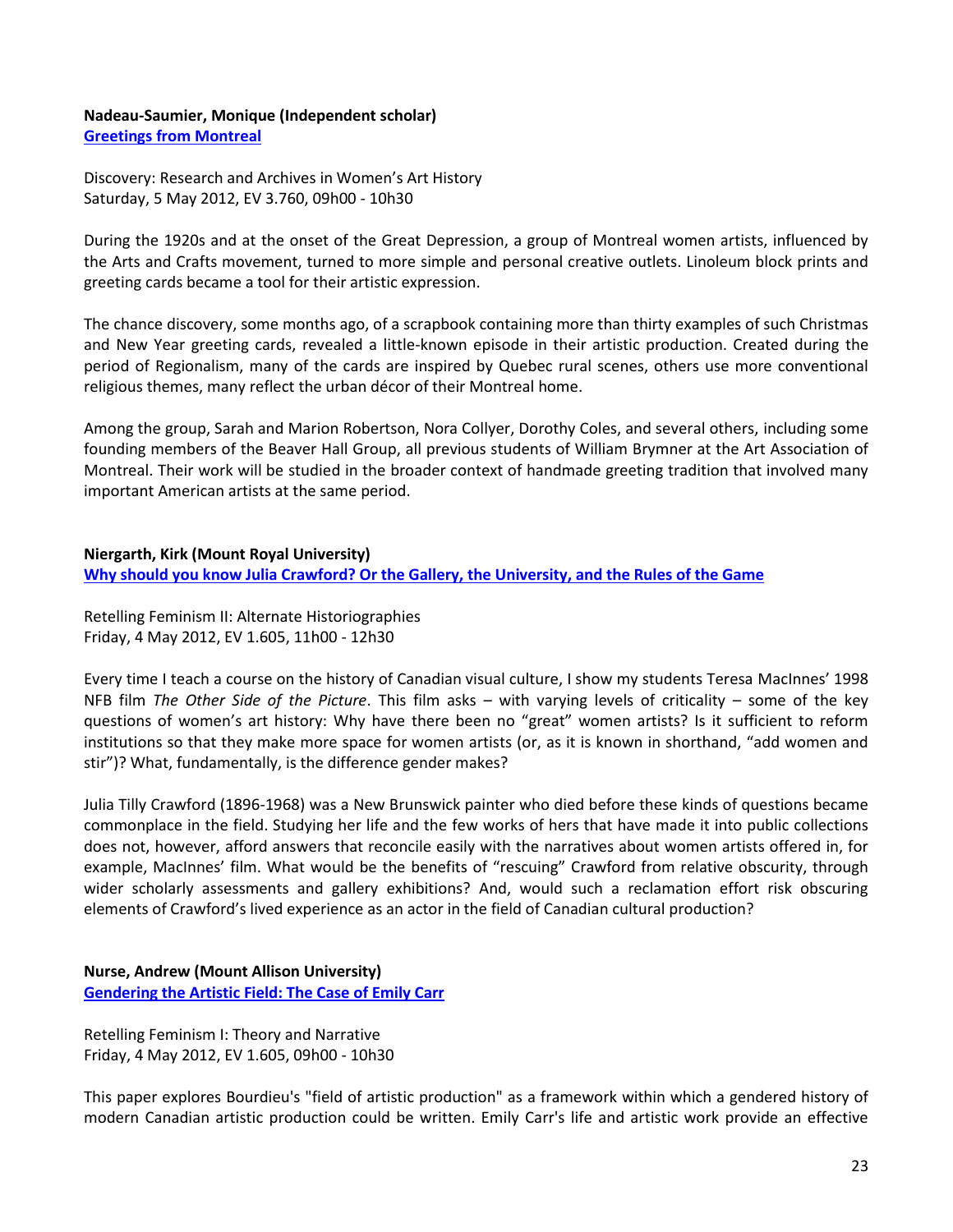**Nadeau-Saumier, Monique (Independent scholar)**
**Greetings from Montreal**

Discovery: Research and Archives in Women's Art History
Saturday, 5 May 2012, EV 3.760, 09h00 - 10h30

During the 1920s and at the onset of the Great Depression, a group of Montreal women artists, influenced by the Arts and Crafts movement, turned to more simple and personal creative outlets. Linoleum block prints and greeting cards became a tool for their artistic expression.

The chance discovery, some months ago, of a scrapbook containing more than thirty examples of such Christmas and New Year greeting cards, revealed a little-known episode in their artistic production. Created during the period of Regionalism, many of the cards are inspired by Quebec rural scenes, others use more conventional religious themes, many reflect the urban décor of their Montreal home.

Among the group, Sarah and Marion Robertson, Nora Collyer, Dorothy Coles, and several others, including some founding members of the Beaver Hall Group, all previous students of William Brymner at the Art Association of Montreal. Their work will be studied in the broader context of handmade greeting tradition that involved many important American artists at the same period.

**Niergarth, Kirk (Mount Royal University)**
**Why should you know Julia Crawford? Or the Gallery, the University, and the Rules of the Game**

Retelling Feminism II: Alternate Historiographies
Friday, 4 May 2012, EV 1.605, 11h00 - 12h30

Every time I teach a course on the history of Canadian visual culture, I show my students Teresa MacInnes' 1998 NFB film *The Other Side of the Picture*. This film asks – with varying levels of criticality – some of the key questions of women's art history: Why have there been no "great" women artists? Is it sufficient to reform institutions so that they make more space for women artists (or, as it is known in shorthand, "add women and stir")? What, fundamentally, is the difference gender makes?

Julia Tilly Crawford (1896-1968) was a New Brunswick painter who died before these kinds of questions became commonplace in the field. Studying her life and the few works of hers that have made it into public collections does not, however, afford answers that reconcile easily with the narratives about women artists offered in, for example, MacInnes' film. What would be the benefits of "rescuing" Crawford from relative obscurity, through wider scholarly assessments and gallery exhibitions? And, would such a reclamation effort risk obscuring elements of Crawford's lived experience as an actor in the field of Canadian cultural production?

**Nurse, Andrew (Mount Allison University)**
**Gendering the Artistic Field: The Case of Emily Carr**

Retelling Feminism I: Theory and Narrative
Friday, 4 May 2012, EV 1.605, 09h00 - 10h30

This paper explores Bourdieu's "field of artistic production" as a framework within which a gendered history of modern Canadian artistic production could be written. Emily Carr's life and artistic work provide an effective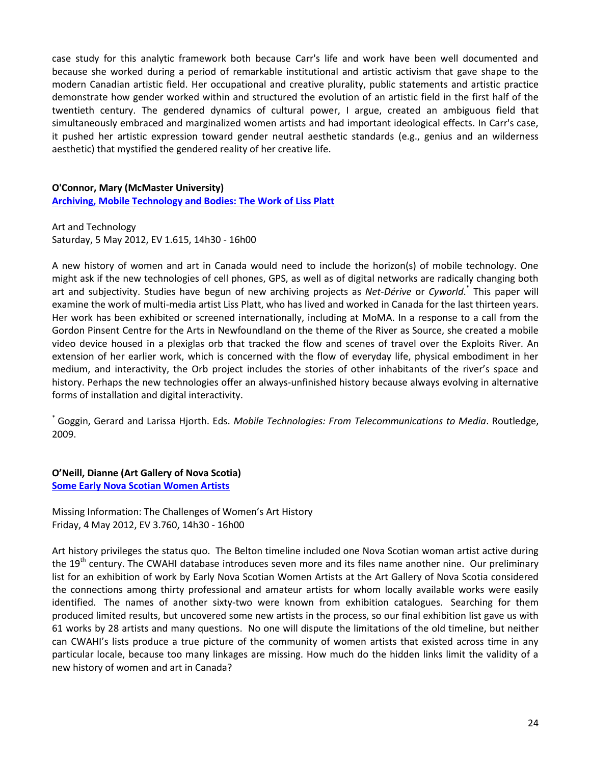case study for this analytic framework both because Carr's life and work have been well documented and because she worked during a period of remarkable institutional and artistic activism that gave shape to the modern Canadian artistic field. Her occupational and creative plurality, public statements and artistic practice demonstrate how gender worked within and structured the evolution of an artistic field in the first half of the twentieth century. The gendered dynamics of cultural power, I argue, created an ambiguous field that simultaneously embraced and marginalized women artists and had important ideological effects. In Carr's case, it pushed her artistic expression toward gender neutral aesthetic standards (e.g., genius and an wilderness aesthetic) that mystified the gendered reality of her creative life.

**O'Connor, Mary (McMaster University)**
**Archiving, Mobile Technology and Bodies: The Work of Liss Platt**

Art and Technology
Saturday, 5 May 2012, EV 1.615, 14h30 - 16h00

A new history of women and art in Canada would need to include the horizon(s) of mobile technology. One might ask if the new technologies of cell phones, GPS, as well as of digital networks are radically changing both art and subjectivity. Studies have begun of new archiving projects as *Net-Dérive* or *Cyworld*.[*] This paper will examine the work of multi-media artist Liss Platt, who has lived and worked in Canada for the last thirteen years. Her work has been exhibited or screened internationally, including at MoMA. In a response to a call from the Gordon Pinsent Centre for the Arts in Newfoundland on the theme of the River as Source, she created a mobile video device housed in a plexiglas orb that tracked the flow and scenes of travel over the Exploits River. An extension of her earlier work, which is concerned with the flow of everyday life, physical embodiment in her medium, and interactivity, the Orb project includes the stories of other inhabitants of the river's space and history. Perhaps the new technologies offer an always-unfinished history because always evolving in alternative forms of installation and digital interactivity.

[*] Goggin, Gerard and Larissa Hjorth. Eds. *Mobile Technologies: From Telecommunications to Media*. Routledge, 2009.

**O'Neill, Dianne (Art Gallery of Nova Scotia)**
**Some Early Nova Scotian Women Artists**

Missing Information: The Challenges of Women's Art History
Friday, 4 May 2012, EV 3.760, 14h30 - 16h00

Art history privileges the status quo. The Belton timeline included one Nova Scotian woman artist active during the 19th century. The CWAHI database introduces seven more and its files name another nine. Our preliminary list for an exhibition of work by Early Nova Scotian Women Artists at the Art Gallery of Nova Scotia considered the connections among thirty professional and amateur artists for whom locally available works were easily identified. The names of another sixty-two were known from exhibition catalogues. Searching for them produced limited results, but uncovered some new artists in the process, so our final exhibition list gave us with 61 works by 28 artists and many questions. No one will dispute the limitations of the old timeline, but neither can CWAHI's lists produce a true picture of the community of women artists that existed across time in any particular locale, because too many linkages are missing. How much do the hidden links limit the validity of a new history of women and art in Canada?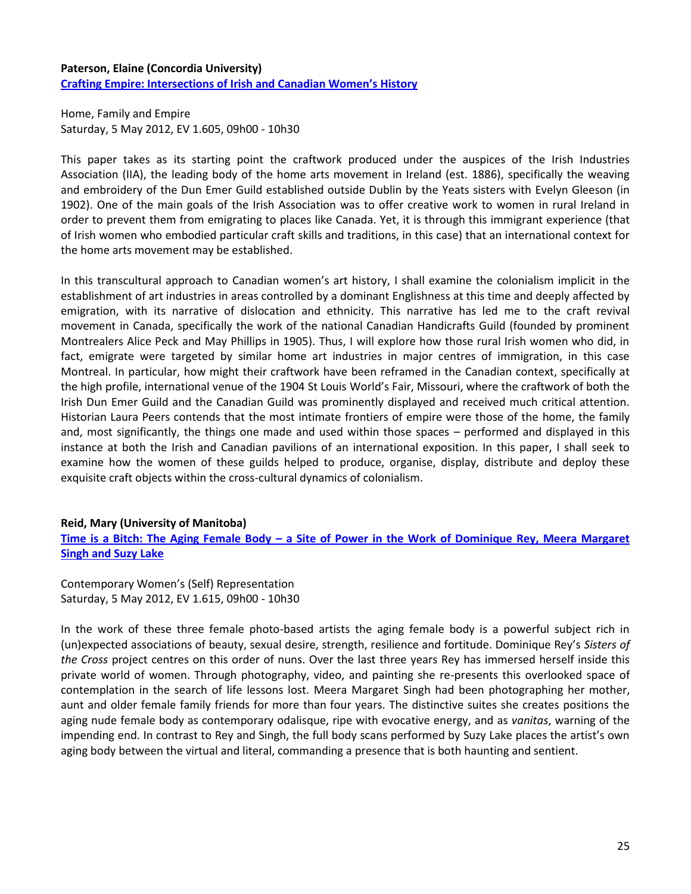**Paterson, Elaine (Concordia University)**

**Crafting Empire: Intersections of Irish and Canadian Women's History**

Home, Family and Empire
Saturday, 5 May 2012, EV 1.605, 09h00 - 10h30

This paper takes as its starting point the craftwork produced under the auspices of the Irish Industries Association (IIA), the leading body of the home arts movement in Ireland (est. 1886), specifically the weaving and embroidery of the Dun Emer Guild established outside Dublin by the Yeats sisters with Evelyn Gleeson (in 1902). One of the main goals of the Irish Association was to offer creative work to women in rural Ireland in order to prevent them from emigrating to places like Canada. Yet, it is through this immigrant experience (that of Irish women who embodied particular craft skills and traditions, in this case) that an international context for the home arts movement may be established.

In this transcultural approach to Canadian women's art history, I shall examine the colonialism implicit in the establishment of art industries in areas controlled by a dominant Englishness at this time and deeply affected by emigration, with its narrative of dislocation and ethnicity. This narrative has led me to the craft revival movement in Canada, specifically the work of the national Canadian Handicrafts Guild (founded by prominent Montrealers Alice Peck and May Phillips in 1905). Thus, I will explore how those rural Irish women who did, in fact, emigrate were targeted by similar home art industries in major centres of immigration, in this case Montreal. In particular, how might their craftwork have been reframed in the Canadian context, specifically at the high profile, international venue of the 1904 St Louis World's Fair, Missouri, where the craftwork of both the Irish Dun Emer Guild and the Canadian Guild was prominently displayed and received much critical attention. Historian Laura Peers contends that the most intimate frontiers of empire were those of the home, the family and, most significantly, the things one made and used within those spaces – performed and displayed in this instance at both the Irish and Canadian pavilions of an international exposition. In this paper, I shall seek to examine how the women of these guilds helped to produce, organise, display, distribute and deploy these exquisite craft objects within the cross-cultural dynamics of colonialism.

**Reid, Mary (University of Manitoba)**

**Time is a Bitch: The Aging Female Body – a Site of Power in the Work of Dominique Rey, Meera Margaret Singh and Suzy Lake**

Contemporary Women's (Self) Representation
Saturday, 5 May 2012, EV 1.615, 09h00 - 10h30

In the work of these three female photo-based artists the aging female body is a powerful subject rich in (un)expected associations of beauty, sexual desire, strength, resilience and fortitude. Dominique Rey's *Sisters of the Cross* project centres on this order of nuns. Over the last three years Rey has immersed herself inside this private world of women. Through photography, video, and painting she re-presents this overlooked space of contemplation in the search of life lessons lost. Meera Margaret Singh had been photographing her mother, aunt and older female family friends for more than four years. The distinctive suites she creates positions the aging nude female body as contemporary odalisque, ripe with evocative energy, and as *vanitas*, warning of the impending end. In contrast to Rey and Singh, the full body scans performed by Suzy Lake places the artist's own aging body between the virtual and literal, commanding a presence that is both haunting and sentient.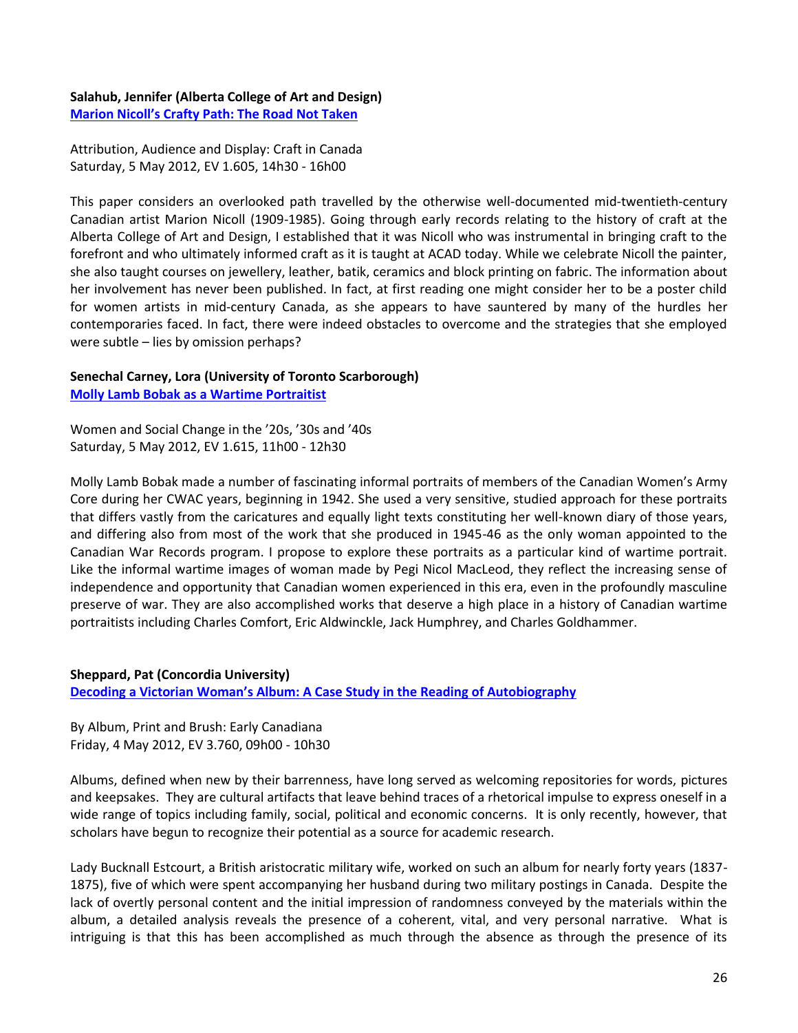**Salahub, Jennifer (Alberta College of Art and Design)**
**Marion Nicoll's Crafty Path: The Road Not Taken**

Attribution, Audience and Display: Craft in Canada
Saturday, 5 May 2012, EV 1.605, 14h30 - 16h00

This paper considers an overlooked path travelled by the otherwise well-documented mid-twentieth-century Canadian artist Marion Nicoll (1909-1985). Going through early records relating to the history of craft at the Alberta College of Art and Design, I established that it was Nicoll who was instrumental in bringing craft to the forefront and who ultimately informed craft as it is taught at ACAD today. While we celebrate Nicoll the painter, she also taught courses on jewellery, leather, batik, ceramics and block printing on fabric. The information about her involvement has never been published. In fact, at first reading one might consider her to be a poster child for women artists in mid-century Canada, as she appears to have sauntered by many of the hurdles her contemporaries faced. In fact, there were indeed obstacles to overcome and the strategies that she employed were subtle – lies by omission perhaps?

**Senechal Carney, Lora (University of Toronto Scarborough)**
**Molly Lamb Bobak as a Wartime Portraitist**

Women and Social Change in the '20s, '30s and '40s
Saturday, 5 May 2012, EV 1.615, 11h00 - 12h30

Molly Lamb Bobak made a number of fascinating informal portraits of members of the Canadian Women's Army Core during her CWAC years, beginning in 1942. She used a very sensitive, studied approach for these portraits that differs vastly from the caricatures and equally light texts constituting her well-known diary of those years, and differing also from most of the work that she produced in 1945-46 as the only woman appointed to the Canadian War Records program. I propose to explore these portraits as a particular kind of wartime portrait. Like the informal wartime images of woman made by Pegi Nicol MacLeod, they reflect the increasing sense of independence and opportunity that Canadian women experienced in this era, even in the profoundly masculine preserve of war. They are also accomplished works that deserve a high place in a history of Canadian wartime portraitists including Charles Comfort, Eric Aldwinckle, Jack Humphrey, and Charles Goldhammer.

**Sheppard, Pat (Concordia University)**
**Decoding a Victorian Woman's Album: A Case Study in the Reading of Autobiography**

By Album, Print and Brush: Early Canadiana
Friday, 4 May 2012, EV 3.760, 09h00 - 10h30

Albums, defined when new by their barrenness, have long served as welcoming repositories for words, pictures and keepsakes. They are cultural artifacts that leave behind traces of a rhetorical impulse to express oneself in a wide range of topics including family, social, political and economic concerns. It is only recently, however, that scholars have begun to recognize their potential as a source for academic research.

Lady Bucknall Estcourt, a British aristocratic military wife, worked on such an album for nearly forty years (1837-1875), five of which were spent accompanying her husband during two military postings in Canada. Despite the lack of overtly personal content and the initial impression of randomness conveyed by the materials within the album, a detailed analysis reveals the presence of a coherent, vital, and very personal narrative. What is intriguing is that this has been accomplished as much through the absence as through the presence of its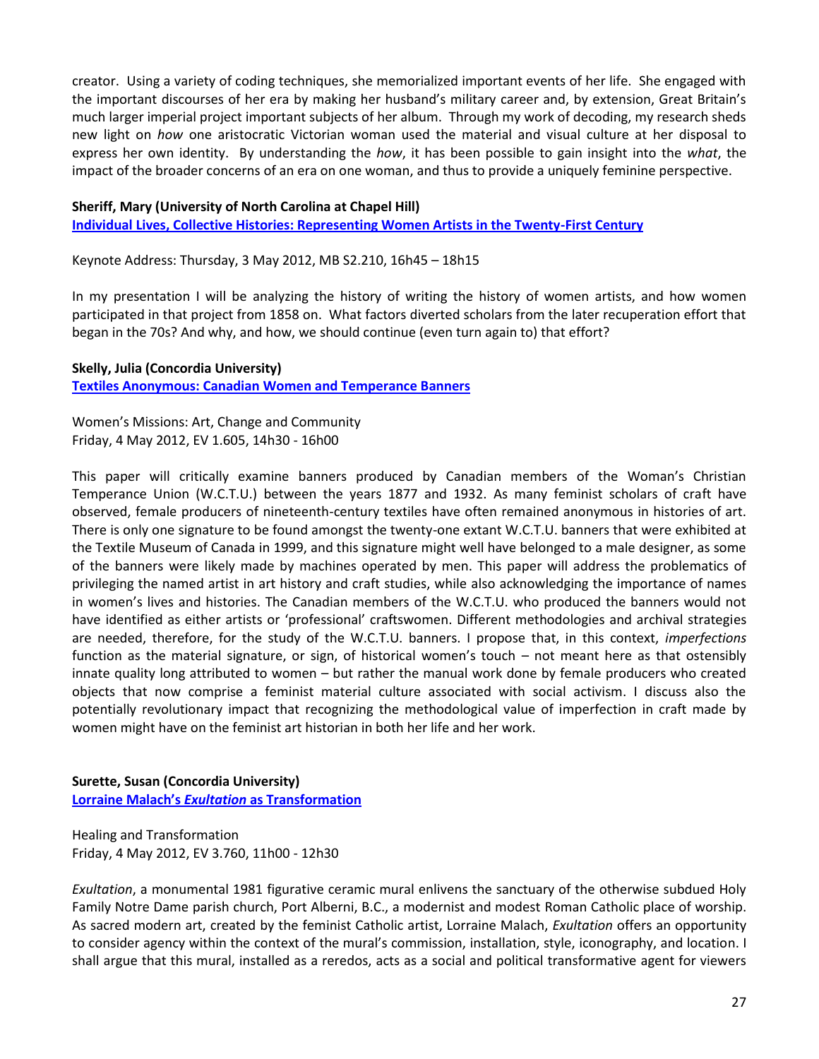creator. Using a variety of coding techniques, she memorialized important events of her life. She engaged with the important discourses of her era by making her husband's military career and, by extension, Great Britain's much larger imperial project important subjects of her album. Through my work of decoding, my research sheds new light on *how* one aristocratic Victorian woman used the material and visual culture at her disposal to express her own identity. By understanding the *how*, it has been possible to gain insight into the *what*, the impact of the broader concerns of an era on one woman, and thus to provide a uniquely feminine perspective.

**Sheriff, Mary (University of North Carolina at Chapel Hill)**
**Individual Lives, Collective Histories: Representing Women Artists in the Twenty-First Century**

Keynote Address: Thursday, 3 May 2012, MB S2.210, 16h45 – 18h15

In my presentation I will be analyzing the history of writing the history of women artists, and how women participated in that project from 1858 on. What factors diverted scholars from the later recuperation effort that began in the 70s? And why, and how, we should continue (even turn again to) that effort?

**Skelly, Julia (Concordia University)**
**Textiles Anonymous: Canadian Women and Temperance Banners**

Women's Missions: Art, Change and Community
Friday, 4 May 2012, EV 1.605, 14h30 - 16h00

This paper will critically examine banners produced by Canadian members of the Woman's Christian Temperance Union (W.C.T.U.) between the years 1877 and 1932. As many feminist scholars of craft have observed, female producers of nineteenth-century textiles have often remained anonymous in histories of art. There is only one signature to be found amongst the twenty-one extant W.C.T.U. banners that were exhibited at the Textile Museum of Canada in 1999, and this signature might well have belonged to a male designer, as some of the banners were likely made by machines operated by men. This paper will address the problematics of privileging the named artist in art history and craft studies, while also acknowledging the importance of names in women's lives and histories. The Canadian members of the W.C.T.U. who produced the banners would not have identified as either artists or 'professional' craftswomen. Different methodologies and archival strategies are needed, therefore, for the study of the W.C.T.U. banners. I propose that, in this context, *imperfections* function as the material signature, or sign, of historical women's touch – not meant here as that ostensibly innate quality long attributed to women – but rather the manual work done by female producers who created objects that now comprise a feminist material culture associated with social activism. I discuss also the potentially revolutionary impact that recognizing the methodological value of imperfection in craft made by women might have on the feminist art historian in both her life and her work.

**Surette, Susan (Concordia University)**
**Lorraine Malach's *Exultation* as Transformation**

Healing and Transformation
Friday, 4 May 2012, EV 3.760, 11h00 - 12h30

*Exultation*, a monumental 1981 figurative ceramic mural enlivens the sanctuary of the otherwise subdued Holy Family Notre Dame parish church, Port Alberni, B.C., a modernist and modest Roman Catholic place of worship. As sacred modern art, created by the feminist Catholic artist, Lorraine Malach, *Exultation* offers an opportunity to consider agency within the context of the mural's commission, installation, style, iconography, and location. I shall argue that this mural, installed as a reredos, acts as a social and political transformative agent for viewers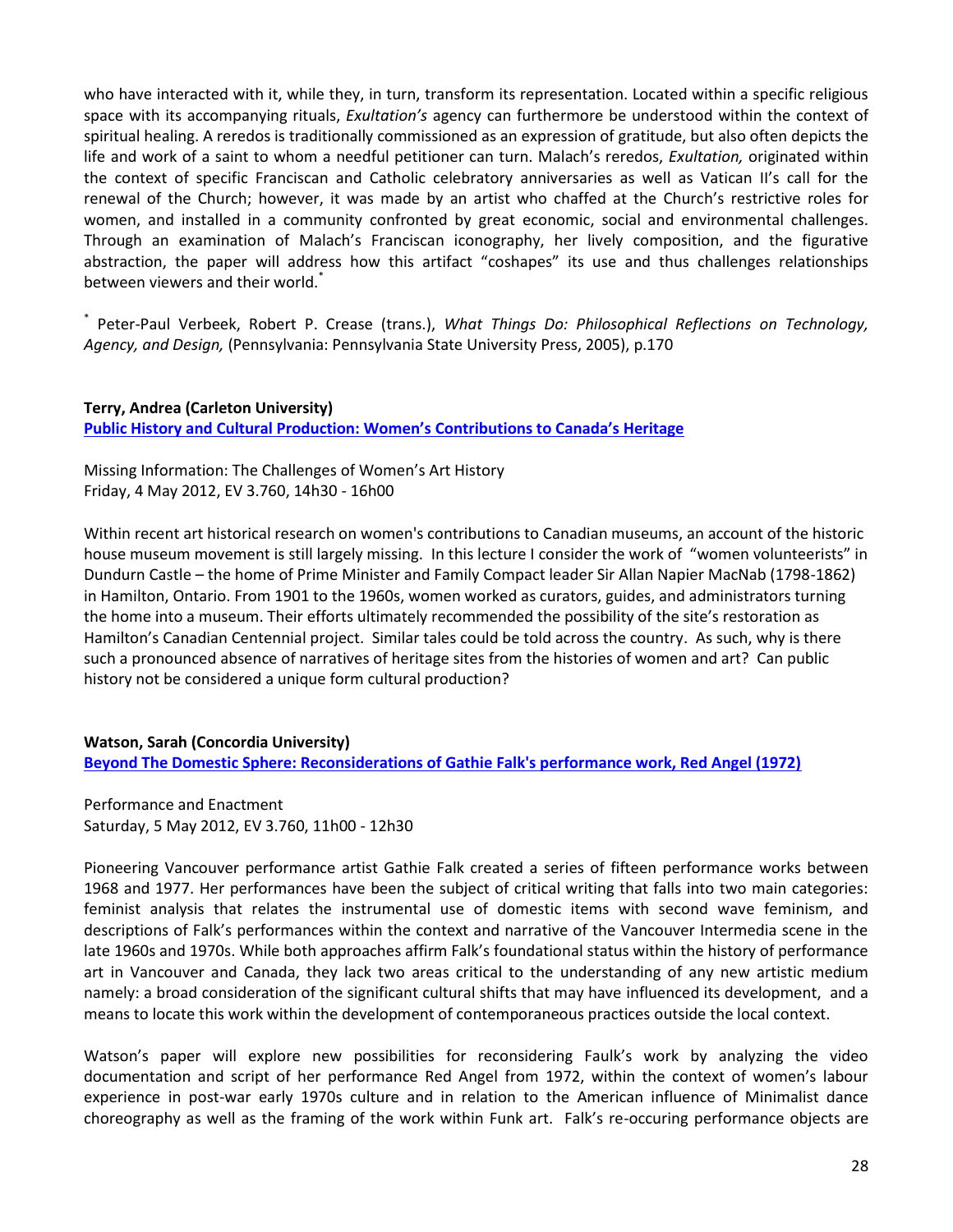who have interacted with it, while they, in turn, transform its representation. Located within a specific religious space with its accompanying rituals, *Exultation's* agency can furthermore be understood within the context of spiritual healing. A reredos is traditionally commissioned as an expression of gratitude, but also often depicts the life and work of a saint to whom a needful petitioner can turn. Malach's reredos, *Exultation,* originated within the context of specific Franciscan and Catholic celebratory anniversaries as well as Vatican II's call for the renewal of the Church; however, it was made by an artist who chaffed at the Church's restrictive roles for women, and installed in a community confronted by great economic, social and environmental challenges. Through an examination of Malach's Franciscan iconography, her lively composition, and the figurative abstraction, the paper will address how this artifact "coshapes" its use and thus challenges relationships between viewers and their world.[*]

[*] Peter-Paul Verbeek, Robert P. Crease (trans.), *What Things Do: Philosophical Reflections on Technology, Agency, and Design,* (Pennsylvania: Pennsylvania State University Press, 2005), p.170

**Terry, Andrea (Carleton University)**
**Public History and Cultural Production: Women's Contributions to Canada's Heritage**

Missing Information: The Challenges of Women's Art History
Friday, 4 May 2012, EV 3.760, 14h30 - 16h00

Within recent art historical research on women's contributions to Canadian museums, an account of the historic house museum movement is still largely missing. In this lecture I consider the work of "women volunteerists" in Dundurn Castle – the home of Prime Minister and Family Compact leader Sir Allan Napier MacNab (1798-1862) in Hamilton, Ontario. From 1901 to the 1960s, women worked as curators, guides, and administrators turning the home into a museum. Their efforts ultimately recommended the possibility of the site's restoration as Hamilton's Canadian Centennial project. Similar tales could be told across the country. As such, why is there such a pronounced absence of narratives of heritage sites from the histories of women and art? Can public history not be considered a unique form cultural production?

**Watson, Sarah (Concordia University)**
**Beyond The Domestic Sphere: Reconsiderations of Gathie Falk's performance work, Red Angel (1972)**

Performance and Enactment
Saturday, 5 May 2012, EV 3.760, 11h00 - 12h30

Pioneering Vancouver performance artist Gathie Falk created a series of fifteen performance works between 1968 and 1977. Her performances have been the subject of critical writing that falls into two main categories: feminist analysis that relates the instrumental use of domestic items with second wave feminism, and descriptions of Falk's performances within the context and narrative of the Vancouver Intermedia scene in the late 1960s and 1970s. While both approaches affirm Falk's foundational status within the history of performance art in Vancouver and Canada, they lack two areas critical to the understanding of any new artistic medium namely: a broad consideration of the significant cultural shifts that may have influenced its development, and a means to locate this work within the development of contemporaneous practices outside the local context.

Watson's paper will explore new possibilities for reconsidering Faulk's work by analyzing the video documentation and script of her performance Red Angel from 1972, within the context of women's labour experience in post-war early 1970s culture and in relation to the American influence of Minimalist dance choreography as well as the framing of the work within Funk art. Falk's re-occuring performance objects are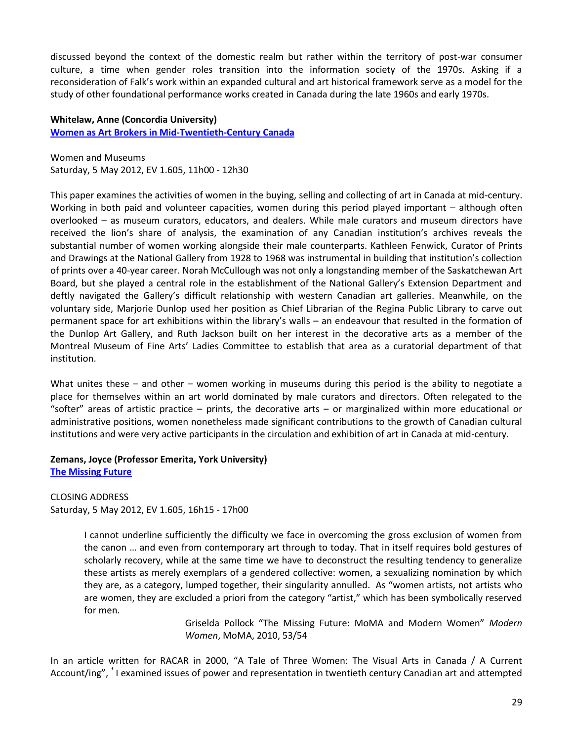discussed beyond the context of the domestic realm but rather within the territory of post-war consumer culture, a time when gender roles transition into the information society of the 1970s. Asking if a reconsideration of Falk's work within an expanded cultural and art historical framework serve as a model for the study of other foundational performance works created in Canada during the late 1960s and early 1970s.

**Whitelaw, Anne (Concordia University)**
**Women as Art Brokers in Mid-Twentieth-Century Canada**

Women and Museums
Saturday, 5 May 2012, EV 1.605, 11h00 - 12h30

This paper examines the activities of women in the buying, selling and collecting of art in Canada at mid-century. Working in both paid and volunteer capacities, women during this period played important – although often overlooked – as museum curators, educators, and dealers. While male curators and museum directors have received the lion's share of analysis, the examination of any Canadian institution's archives reveals the substantial number of women working alongside their male counterparts. Kathleen Fenwick, Curator of Prints and Drawings at the National Gallery from 1928 to 1968 was instrumental in building that institution's collection of prints over a 40-year career. Norah McCullough was not only a longstanding member of the Saskatchewan Art Board, but she played a central role in the establishment of the National Gallery's Extension Department and deftly navigated the Gallery's difficult relationship with western Canadian art galleries. Meanwhile, on the voluntary side, Marjorie Dunlop used her position as Chief Librarian of the Regina Public Library to carve out permanent space for art exhibitions within the library's walls – an endeavour that resulted in the formation of the Dunlop Art Gallery, and Ruth Jackson built on her interest in the decorative arts as a member of the Montreal Museum of Fine Arts' Ladies Committee to establish that area as a curatorial department of that institution.

What unites these – and other – women working in museums during this period is the ability to negotiate a place for themselves within an art world dominated by male curators and directors. Often relegated to the "softer" areas of artistic practice – prints, the decorative arts – or marginalized within more educational or administrative positions, women nonetheless made significant contributions to the growth of Canadian cultural institutions and were very active participants in the circulation and exhibition of art in Canada at mid-century.

**Zemans, Joyce (Professor Emerita, York University)**
**The Missing Future**

CLOSING ADDRESS
Saturday, 5 May 2012, EV 1.605, 16h15 - 17h00

> I cannot underline sufficiently the difficulty we face in overcoming the gross exclusion of women from the canon … and even from contemporary art through to today. That in itself requires bold gestures of scholarly recovery, while at the same time we have to deconstruct the resulting tendency to generalize these artists as merely exemplars of a gendered collective: women, a sexualizing nomination by which they are, as a category, lumped together, their singularity annulled. As "women artists, not artists who are women, they are excluded a priori from the category "artist," which has been symbolically reserved for men.
>
> Griselda Pollock "The Missing Future: MoMA and Modern Women" *Modern Women*, MoMA, 2010, 53/54

In an article written for RACAR in 2000, "A Tale of Three Women: The Visual Arts in Canada / A Current Account/ing", [*] I examined issues of power and representation in twentieth century Canadian art and attempted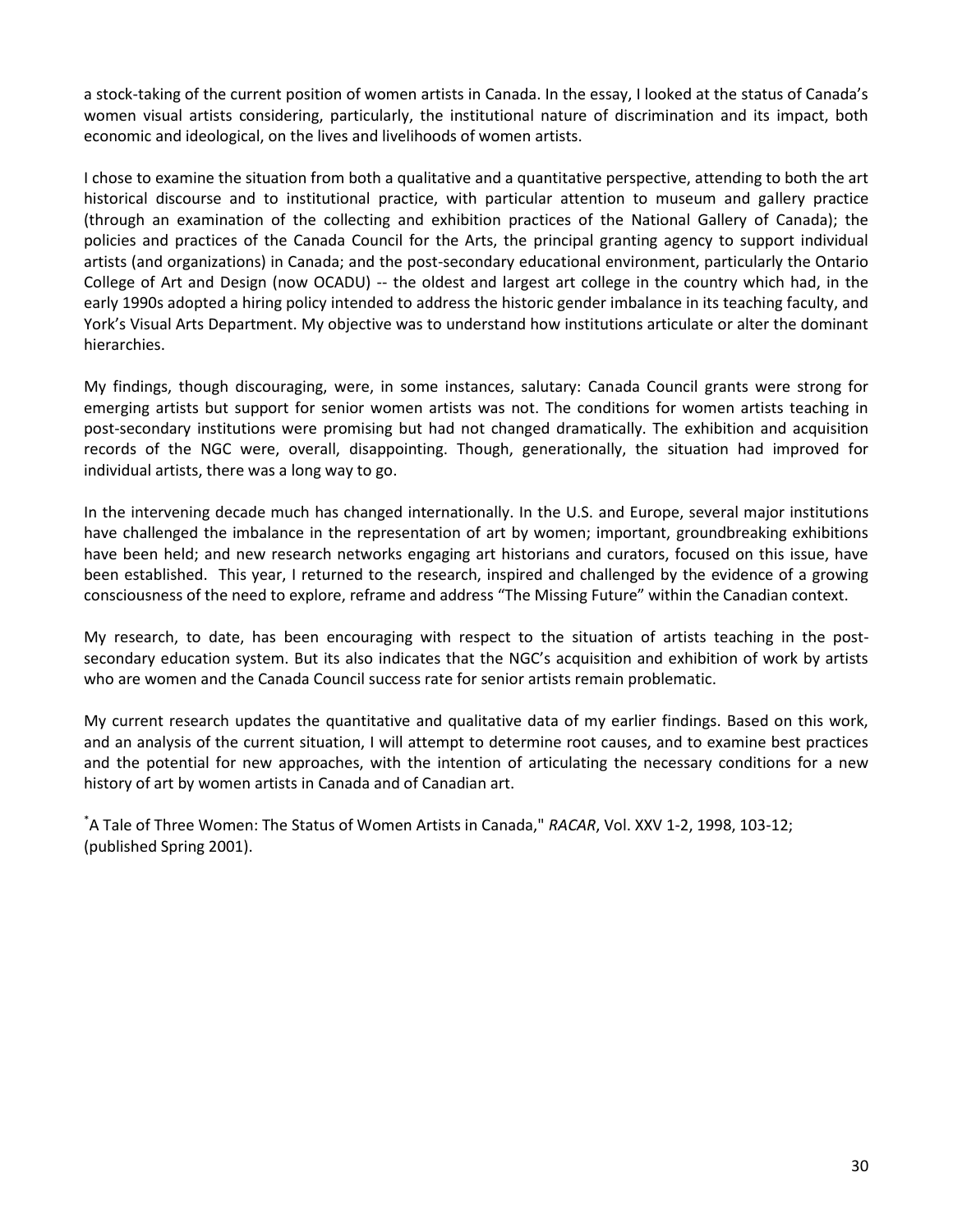a stock-taking of the current position of women artists in Canada. In the essay, I looked at the status of Canada's women visual artists considering, particularly, the institutional nature of discrimination and its impact, both economic and ideological, on the lives and livelihoods of women artists.

I chose to examine the situation from both a qualitative and a quantitative perspective, attending to both the art historical discourse and to institutional practice, with particular attention to museum and gallery practice (through an examination of the collecting and exhibition practices of the National Gallery of Canada); the policies and practices of the Canada Council for the Arts, the principal granting agency to support individual artists (and organizations) in Canada; and the post-secondary educational environment, particularly the Ontario College of Art and Design (now OCADU) -- the oldest and largest art college in the country which had, in the early 1990s adopted a hiring policy intended to address the historic gender imbalance in its teaching faculty, and York's Visual Arts Department. My objective was to understand how institutions articulate or alter the dominant hierarchies.

My findings, though discouraging, were, in some instances, salutary: Canada Council grants were strong for emerging artists but support for senior women artists was not. The conditions for women artists teaching in post-secondary institutions were promising but had not changed dramatically. The exhibition and acquisition records of the NGC were, overall, disappointing. Though, generationally, the situation had improved for individual artists, there was a long way to go.

In the intervening decade much has changed internationally. In the U.S. and Europe, several major institutions have challenged the imbalance in the representation of art by women; important, groundbreaking exhibitions have been held; and new research networks engaging art historians and curators, focused on this issue, have been established. This year, I returned to the research, inspired and challenged by the evidence of a growing consciousness of the need to explore, reframe and address "The Missing Future" within the Canadian context.

My research, to date, has been encouraging with respect to the situation of artists teaching in the post-secondary education system. But its also indicates that the NGC's acquisition and exhibition of work by artists who are women and the Canada Council success rate for senior artists remain problematic.

My current research updates the quantitative and qualitative data of my earlier findings. Based on this work, and an analysis of the current situation, I will attempt to determine root causes, and to examine best practices and the potential for new approaches, with the intention of articulating the necessary conditions for a new history of art by women artists in Canada and of Canadian art.

*A Tale of Three Women: The Status of Women Artists in Canada," *RACAR*, Vol. XXV 1-2, 1998, 103-12; (published Spring 2001).